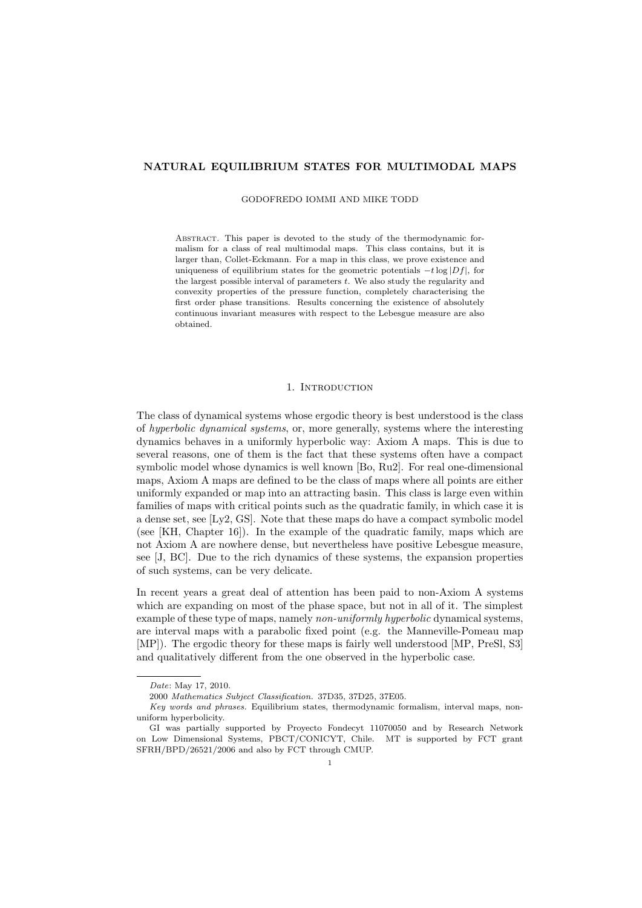# NATURAL EQUILIBRIUM STATES FOR MULTIMODAL MAPS

GODOFREDO IOMMI AND MIKE TODD

Abstract. This paper is devoted to the study of the thermodynamic formalism for a class of real multimodal maps. This class contains, but it is larger than, Collet-Eckmann. For a map in this class, we prove existence and uniqueness of equilibrium states for the geometric potentials $-t \log |Df|$, for the largest possible interval of parameters $t$. We also study the regularity and convexity properties of the pressure function, completely characterising the first order phase transitions. Results concerning the existence of absolutely continuous invariant measures with respect to the Lebesgue measure are also obtained.

## 1. Introduction

The class of dynamical systems whose ergodic theory is best understood is the class of *hyperbolic dynamical systems*, or, more generally, systems where the interesting dynamics behaves in a uniformly hyperbolic way: Axiom A maps. This is due to several reasons, one of them is the fact that these systems often have a compact symbolic model whose dynamics is well known [Bo, Ru2]. For real one-dimensional maps, Axiom A maps are defined to be the class of maps where all points are either uniformly expanded or map into an attracting basin. This class is large even within families of maps with critical points such as the quadratic family, in which case it is a dense set, see [Ly2, GS]. Note that these maps do have a compact symbolic model (see [KH, Chapter 16]). In the example of the quadratic family, maps which are not Axiom A are nowhere dense, but nevertheless have positive Lebesgue measure, see [J, BC]. Due to the rich dynamics of these systems, the expansion properties of such systems, can be very delicate.

In recent years a great deal of attention has been paid to non-Axiom A systems which are expanding on most of the phase space, but not in all of it. The simplest example of these type of maps, namely *non-uniformly hyperbolic* dynamical systems, are interval maps with a parabolic fixed point (e.g. the Manneville-Pomeau map [MP]). The ergodic theory for these maps is fairly well understood [MP, PreSl, S3] and qualitatively different from the one observed in the hyperbolic case.

---

*Date*: May 17, 2010.

2000 *Mathematics Subject Classification.* 37D35, 37D25, 37E05.

*Key words and phrases.* Equilibrium states, thermodynamic formalism, interval maps, non-uniform hyperbolicity.

GI was partially supported by Proyecto Fondecyt 11070050 and by Research Network on Low Dimensional Systems, PBCT/CONICYT, Chile. MT is supported by FCT grant SFRH/BPD/26521/2006 and also by FCT through CMUP.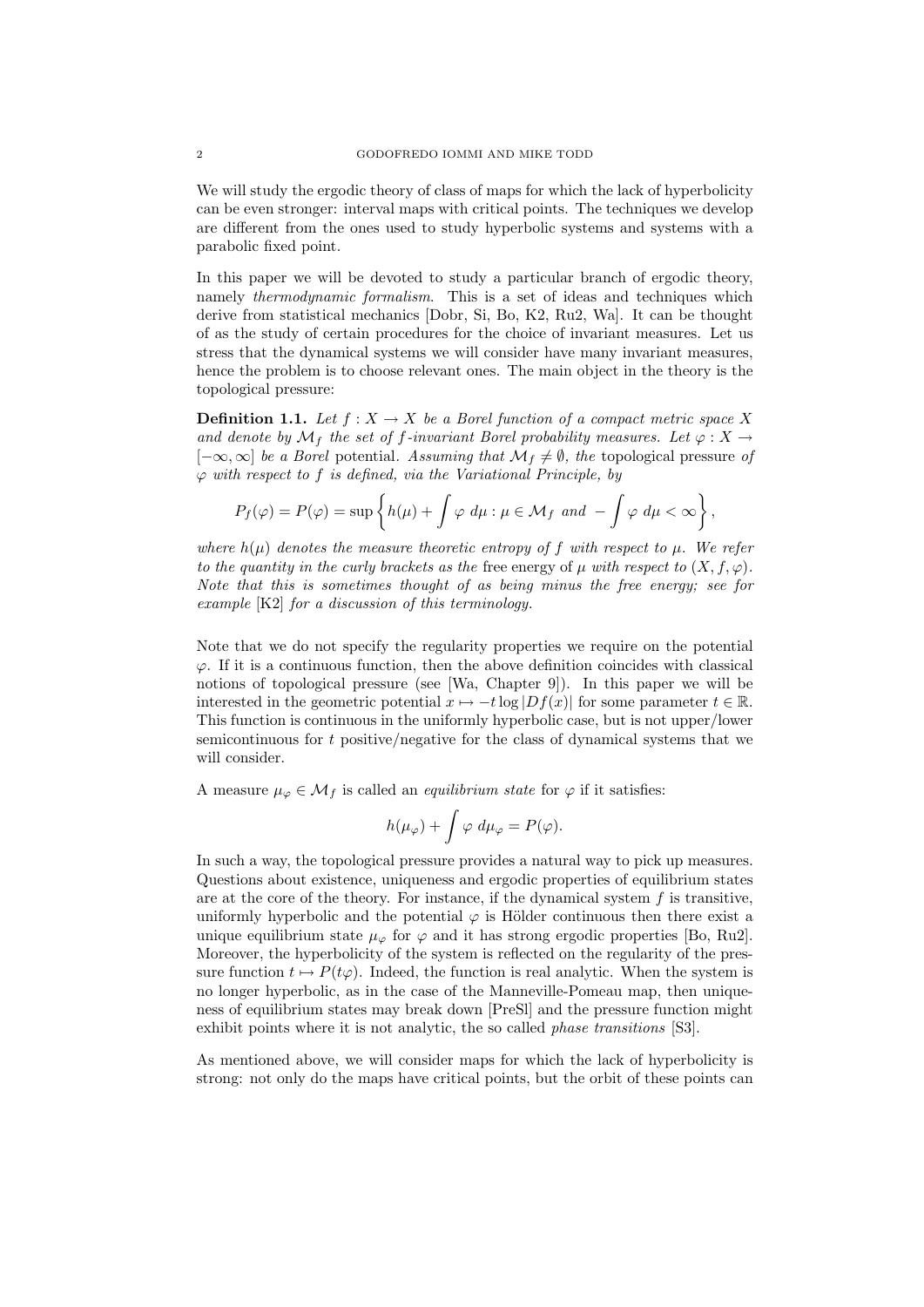We will study the ergodic theory of class of maps for which the lack of hyperbolicity can be even stronger: interval maps with critical points. The techniques we develop are different from the ones used to study hyperbolic systems and systems with a parabolic fixed point.

In this paper we will be devoted to study a particular branch of ergodic theory, namely *thermodynamic formalism*. This is a set of ideas and techniques which derive from statistical mechanics [Dobr, Si, Bo, K2, Ru2, Wa]. It can be thought of as the study of certain procedures for the choice of invariant measures. Let us stress that the dynamical systems we will consider have many invariant measures, hence the problem is to choose relevant ones. The main object in the theory is the topological pressure:

**Definition 1.1.** *Let $f : X \to X$ be a Borel function of a compact metric space $X$ and denote by $\mathcal{M}_f$ the set of $f$-invariant Borel probability measures. Let $\varphi : X \to [-\infty, \infty]$ be a Borel* potential. *Assuming that $\mathcal{M}_f \neq \emptyset$, the* topological pressure *of $\varphi$ with respect to $f$ is defined, via the Variational Principle, by*

$$P_f(\varphi) = P(\varphi) = \sup \left\{ h(\mu) + \int \varphi \, d\mu : \mu \in \mathcal{M}_f \text{ and } -\int \varphi \, d\mu < \infty \right\},$$

*where $h(\mu)$ denotes the measure theoretic entropy of $f$ with respect to $\mu$. We refer to the quantity in the curly brackets as the* free energy *of $\mu$ with respect to $(X, f, \varphi)$. Note that this is sometimes thought of as being minus the free energy; see for example [K2] for a discussion of this terminology.*

Note that we do not specify the regularity properties we require on the potential $\varphi$. If it is a continuous function, then the above definition coincides with classical notions of topological pressure (see [Wa, Chapter 9]). In this paper we will be interested in the geometric potential $x \mapsto -t \log |Df(x)|$ for some parameter $t \in \mathbb{R}$. This function is continuous in the uniformly hyperbolic case, but is not upper/lower semicontinuous for $t$ positive/negative for the class of dynamical systems that we will consider.

A measure $\mu_\varphi \in \mathcal{M}_f$ is called an *equilibrium state* for $\varphi$ if it satisfies:

$$h(\mu_\varphi) + \int \varphi \, d\mu_\varphi = P(\varphi).$$

In such a way, the topological pressure provides a natural way to pick up measures. Questions about existence, uniqueness and ergodic properties of equilibrium states are at the core of the theory. For instance, if the dynamical system $f$ is transitive, uniformly hyperbolic and the potential $\varphi$ is Hölder continuous then there exist a unique equilibrium state $\mu_\varphi$ for $\varphi$ and it has strong ergodic properties [Bo, Ru2]. Moreover, the hyperbolicity of the system is reflected on the regularity of the pressure function $t \mapsto P(t\varphi)$. Indeed, the function is real analytic. When the system is no longer hyperbolic, as in the case of the Manneville-Pomeau map, then uniqueness of equilibrium states may break down [PreSl] and the pressure function might exhibit points where it is not analytic, the so called *phase transitions* [S3].

As mentioned above, we will consider maps for which the lack of hyperbolicity is strong: not only do the maps have critical points, but the orbit of these points can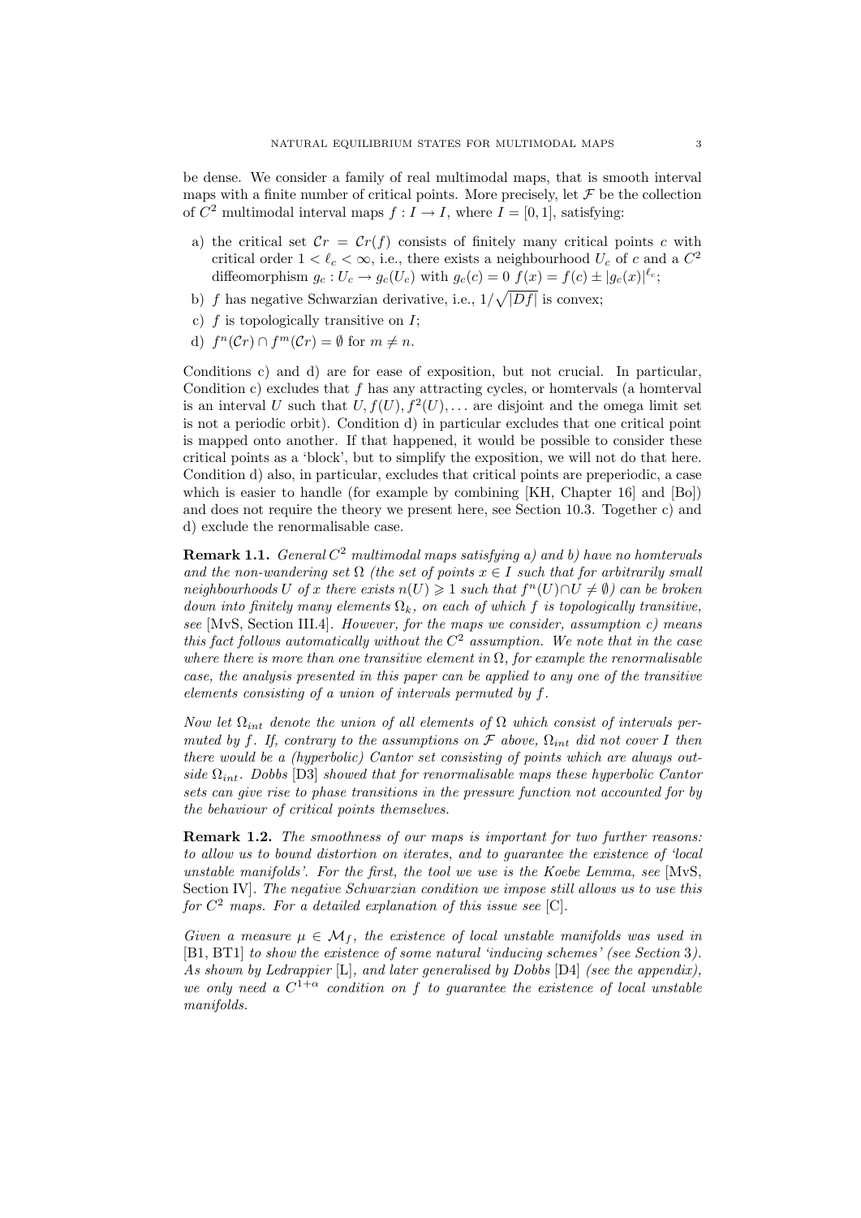be dense. We consider a family of real multimodal maps, that is smooth interval maps with a finite number of critical points. More precisely, let $\mathcal{F}$ be the collection of $C^2$ multimodal interval maps $f : I \to I$, where $I = [0, 1]$, satisfying:

a) the critical set $\mathcal{C}r = \mathcal{C}r(f)$ consists of finitely many critical points $c$ with critical order $1 < \ell_c < \infty$, i.e., there exists a neighbourhood $U_c$ of $c$ and a $C^2$ diffeomorphism $g_c : U_c \to g_c(U_c)$ with $g_c(c) = 0$ $f(x) = f(c) \pm |g_c(x)|^{\ell_c}$;
b) $f$ has negative Schwarzian derivative, i.e., $1/\sqrt{|Df|}$ is convex;
c) $f$ is topologically transitive on $I$;
d) $f^n(\mathcal{C}r) \cap f^m(\mathcal{C}r) = \emptyset$ for $m \neq n$.

Conditions c) and d) are for ease of exposition, but not crucial. In particular, Condition c) excludes that $f$ has any attracting cycles, or homtervals (a homterval is an interval $U$ such that $U, f(U), f^2(U), \dots$ are disjoint and the omega limit set is not a periodic orbit). Condition d) in particular excludes that one critical point is mapped onto another. If that happened, it would be possible to consider these critical points as a 'block', but to simplify the exposition, we will not do that here. Condition d) also, in particular, excludes that critical points are preperiodic, a case which is easier to handle (for example by combining [KH, Chapter 16] and [Bo]) and does not require the theory we present here, see Section 10.3. Together c) and d) exclude the renormalisable case.

**Remark 1.1.** *General $C^2$ multimodal maps satisfying a) and b) have no homtervals and the non-wandering set $\Omega$ (the set of points $x \in I$ such that for arbitrarily small neighbourhoods $U$ of $x$ there exists $n(U) \geqslant 1$ such that $f^n(U) \cap U \neq \emptyset$) can be broken down into finitely many elements $\Omega_k$, on each of which $f$ is topologically transitive, see* [MvS, Section III.4]*. However, for the maps we consider, assumption c) means this fact follows automatically without the $C^2$ assumption. We note that in the case where there is more than one transitive element in $\Omega$, for example the renormalisable case, the analysis presented in this paper can be applied to any one of the transitive elements consisting of a union of intervals permuted by $f$.*

*Now let $\Omega_{int}$ denote the union of all elements of $\Omega$ which consist of intervals permuted by $f$. If, contrary to the assumptions on $\mathcal{F}$ above, $\Omega_{int}$ did not cover $I$ then there would be a (hyperbolic) Cantor set consisting of points which are always outside $\Omega_{int}$. Dobbs* [D3] *showed that for renormalisable maps these hyperbolic Cantor sets can give rise to phase transitions in the pressure function not accounted for by the behaviour of critical points themselves.*

**Remark 1.2.** *The smoothness of our maps is important for two further reasons: to allow us to bound distortion on iterates, and to guarantee the existence of 'local unstable manifolds'. For the first, the tool we use is the Koebe Lemma, see* [MvS, Section IV]*. The negative Schwarzian condition we impose still allows us to use this for $C^2$ maps. For a detailed explanation of this issue see* [C]*.*

*Given a measure $\mu \in \mathcal{M}_f$, the existence of local unstable manifolds was used in* [B1, BT1] *to show the existence of some natural 'inducing schemes' (see Section* 3*). As shown by Ledrappier* [L]*, and later generalised by Dobbs* [D4] *(see the appendix), we only need a $C^{1+\alpha}$ condition on $f$ to guarantee the existence of local unstable manifolds.*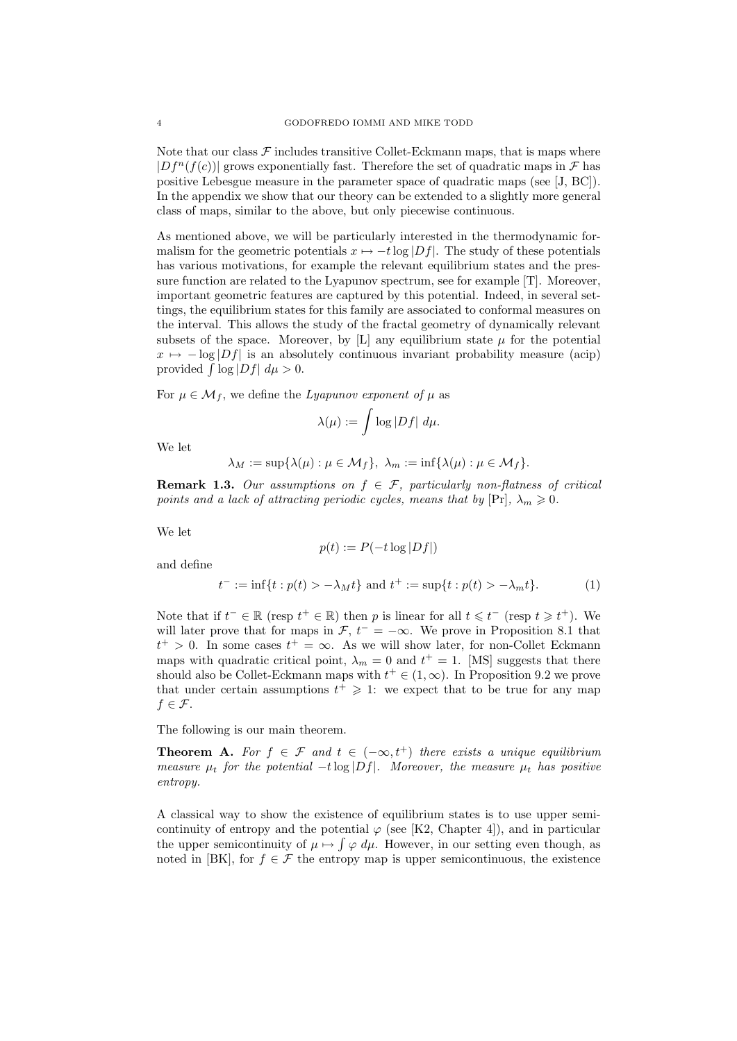Note that our class $\mathcal{F}$ includes transitive Collet-Eckmann maps, that is maps where $|Df^n(f(c))|$ grows exponentially fast. Therefore the set of quadratic maps in $\mathcal{F}$ has positive Lebesgue measure in the parameter space of quadratic maps (see [J, BC]). In the appendix we show that our theory can be extended to a slightly more general class of maps, similar to the above, but only piecewise continuous.

As mentioned above, we will be particularly interested in the thermodynamic formalism for the geometric potentials $x \mapsto -t \log |Df|$. The study of these potentials has various motivations, for example the relevant equilibrium states and the pressure function are related to the Lyapunov spectrum, see for example [T]. Moreover, important geometric features are captured by this potential. Indeed, in several settings, the equilibrium states for this family are associated to conformal measures on the interval. This allows the study of the fractal geometry of dynamically relevant subsets of the space. Moreover, by [L] any equilibrium state $\mu$ for the potential $x \mapsto -\log |Df|$ is an absolutely continuous invariant probability measure (acip) provided $\int \log |Df| \, d\mu > 0$.

For $\mu \in \mathcal{M}_f$, we define the *Lyapunov exponent of* $\mu$ as

$$\lambda(\mu) := \int \log |Df| \, d\mu.$$

We let

$$\lambda_M := \sup\{\lambda(\mu) : \mu \in \mathcal{M}_f\}, \ \lambda_m := \inf\{\lambda(\mu) : \mu \in \mathcal{M}_f\}.$$

**Remark 1.3.** *Our assumptions on $f \in \mathcal{F}$, particularly non-flatness of critical points and a lack of attracting periodic cycles, means that by* [Pr], $\lambda_m \geqslant 0$.

We let

$$p(t) := P(-t \log |Df|)$$

and define

$$t^- := \inf\{t : p(t) > -\lambda_M t\} \text{ and } t^+ := \sup\{t : p(t) > -\lambda_m t\}. \tag{1}$$

Note that if $t^- \in \mathbb{R}$ (resp $t^+ \in \mathbb{R}$) then $p$ is linear for all $t \leqslant t^-$ (resp $t \geqslant t^+$). We will later prove that for maps in $\mathcal{F}$, $t^- = -\infty$. We prove in Proposition 8.1 that $t^+ > 0$. In some cases $t^+ = \infty$. As we will show later, for non-Collet Eckmann maps with quadratic critical point, $\lambda_m = 0$ and $t^+ = 1$. [MS] suggests that there should also be Collet-Eckmann maps with $t^+ \in (1, \infty)$. In Proposition 9.2 we prove that under certain assumptions $t^+ \geqslant 1$: we expect that to be true for any map $f \in \mathcal{F}$.

The following is our main theorem.

**Theorem A.** *For $f \in \mathcal{F}$ and $t \in (-\infty, t^+)$ there exists a unique equilibrium measure $\mu_t$ for the potential $-t \log |Df|$. Moreover, the measure $\mu_t$ has positive entropy.*

A classical way to show the existence of equilibrium states is to use upper semi-continuity of entropy and the potential $\varphi$ (see [K2, Chapter 4]), and in particular the upper semicontinuity of $\mu \mapsto \int \varphi \, d\mu$. However, in our setting even though, as noted in [BK], for $f \in \mathcal{F}$ the entropy map is upper semicontinuous, the existence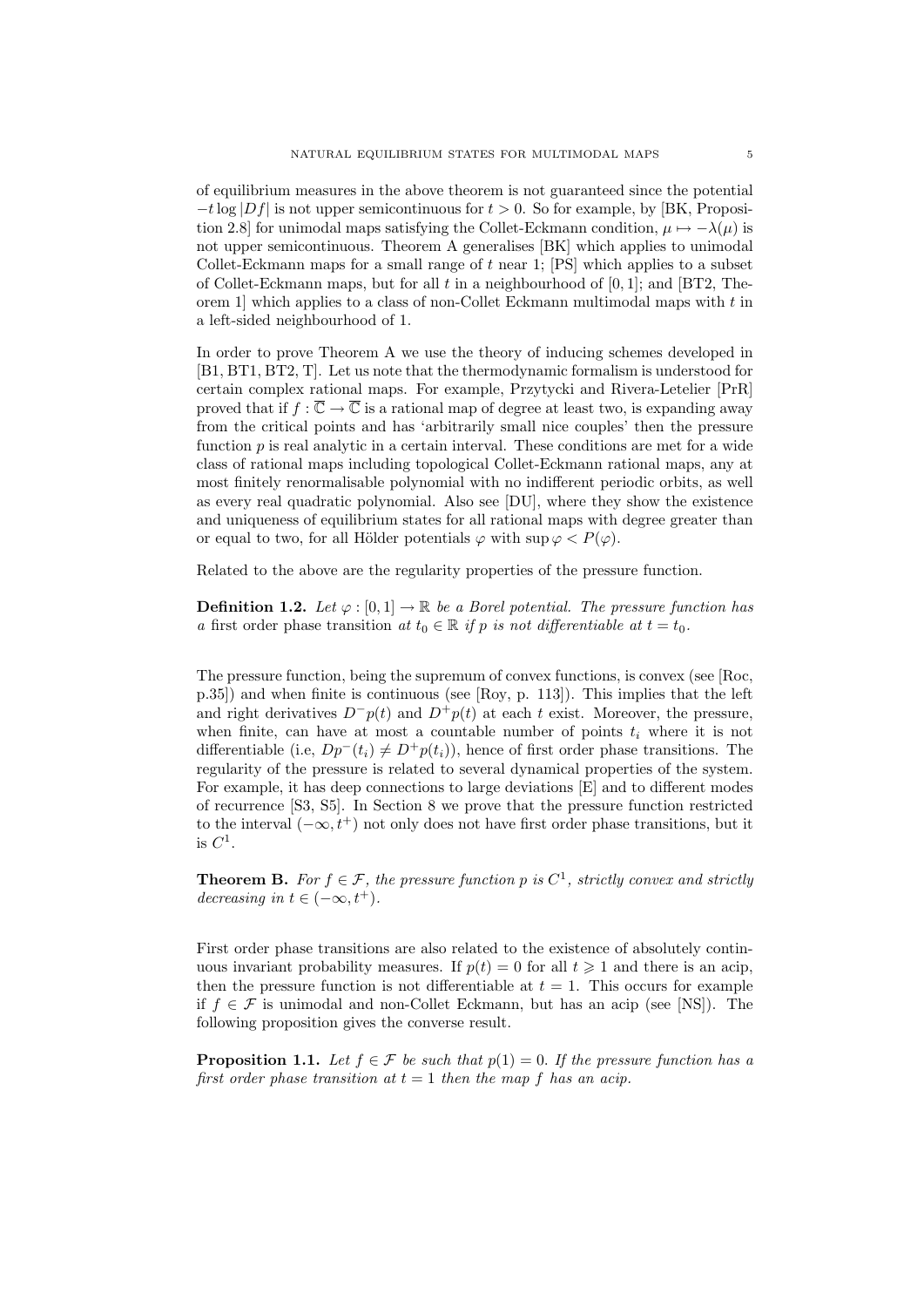of equilibrium measures in the above theorem is not guaranteed since the potential $-t\log|Df|$ is not upper semicontinuous for $t>0$. So for example, by [BK, Proposition 2.8] for unimodal maps satisfying the Collet-Eckmann condition, $\mu \mapsto -\lambda(\mu)$ is not upper semicontinuous. Theorem A generalises [BK] which applies to unimodal Collet-Eckmann maps for a small range of $t$ near 1; [PS] which applies to a subset of Collet-Eckmann maps, but for all $t$ in a neighbourhood of $[0,1]$; and [BT2, Theorem 1] which applies to a class of non-Collet Eckmann multimodal maps with $t$ in a left-sided neighbourhood of 1.

In order to prove Theorem A we use the theory of inducing schemes developed in [B1, BT1, BT2, T]. Let us note that the thermodynamic formalism is understood for certain complex rational maps. For example, Przytycki and Rivera-Letelier [PrR] proved that if $f:\overline{\mathbb{C}}\to\overline{\mathbb{C}}$ is a rational map of degree at least two, is expanding away from the critical points and has 'arbitrarily small nice couples' then the pressure function $p$ is real analytic in a certain interval. These conditions are met for a wide class of rational maps including topological Collet-Eckmann rational maps, any at most finitely renormalisable polynomial with no indifferent periodic orbits, as well as every real quadratic polynomial. Also see [DU], where they show the existence and uniqueness of equilibrium states for all rational maps with degree greater than or equal to two, for all Hölder potentials $\varphi$ with $\sup\varphi < P(\varphi)$.

Related to the above are the regularity properties of the pressure function.

**Definition 1.2.** *Let $\varphi:[0,1]\to\mathbb{R}$ be a Borel potential. The pressure function has a* first order phase transition *at $t_0\in\mathbb{R}$ if $p$ is not differentiable at $t=t_0$.*

The pressure function, being the supremum of convex functions, is convex (see [Roc, p.35]) and when finite is continuous (see [Roy, p. 113]). This implies that the left and right derivatives $D^-p(t)$ and $D^+p(t)$ at each $t$ exist. Moreover, the pressure, when finite, can have at most a countable number of points $t_i$ where it is not differentiable (i.e, $Dp^-(t_i)\neq D^+p(t_i)$), hence of first order phase transitions. The regularity of the pressure is related to several dynamical properties of the system. For example, it has deep connections to large deviations [E] and to different modes of recurrence [S3, S5]. In Section 8 we prove that the pressure function restricted to the interval $(-\infty,t^+)$ not only does not have first order phase transitions, but it is $C^1$.

**Theorem B.** *For $f\in\mathcal{F}$, the pressure function $p$ is $C^1$, strictly convex and strictly decreasing in $t\in(-\infty,t^+)$.*

First order phase transitions are also related to the existence of absolutely continuous invariant probability measures. If $p(t)=0$ for all $t\geqslant 1$ and there is an acip, then the pressure function is not differentiable at $t=1$. This occurs for example if $f\in\mathcal{F}$ is unimodal and non-Collet Eckmann, but has an acip (see [NS]). The following proposition gives the converse result.

**Proposition 1.1.** *Let $f\in\mathcal{F}$ be such that $p(1)=0$. If the pressure function has a first order phase transition at $t=1$ then the map $f$ has an acip.*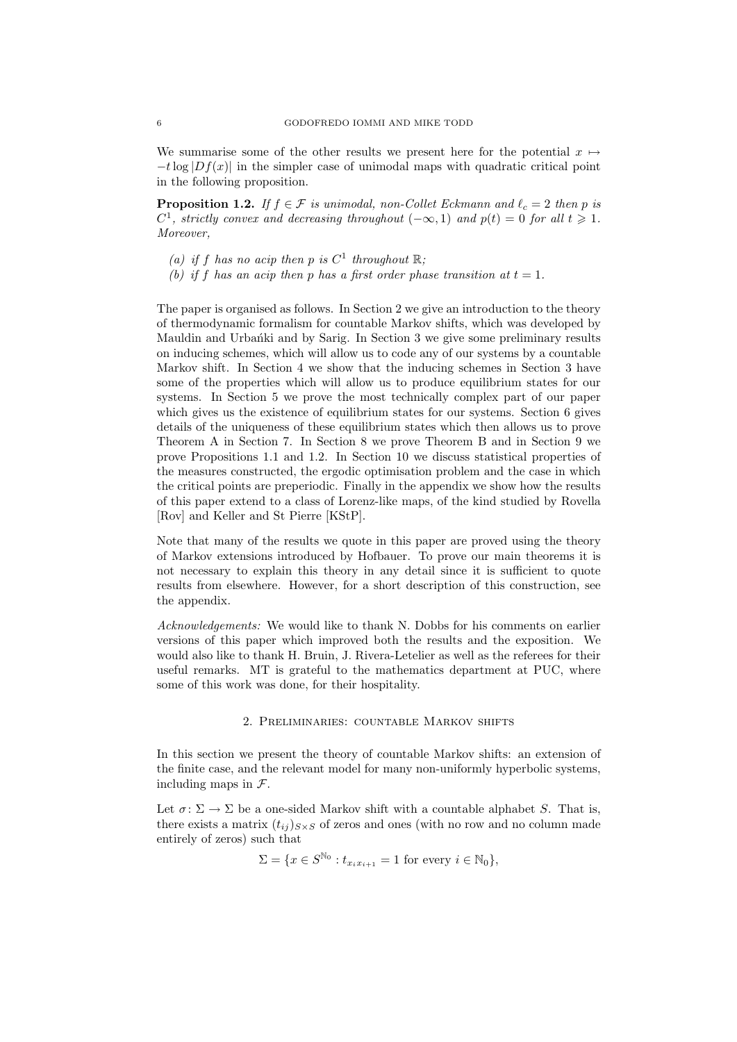We summarise some of the other results we present here for the potential $x \mapsto -t\log|Df(x)|$ in the simpler case of unimodal maps with quadratic critical point in the following proposition.

**Proposition 1.2.** *If $f \in \mathcal{F}$ is unimodal, non-Collet Eckmann and $\ell_c = 2$ then $p$ is $C^1$, strictly convex and decreasing throughout $(-\infty, 1)$ and $p(t) = 0$ for all $t \geqslant 1$. Moreover,*

- *(a) if $f$ has no acip then $p$ is $C^1$ throughout $\mathbb{R}$;*
- *(b) if $f$ has an acip then $p$ has a first order phase transition at $t = 1$.*

The paper is organised as follows. In Section 2 we give an introduction to the theory of thermodynamic formalism for countable Markov shifts, which was developed by Mauldin and Urbański and by Sarig. In Section 3 we give some preliminary results on inducing schemes, which will allow us to code any of our systems by a countable Markov shift. In Section 4 we show that the inducing schemes in Section 3 have some of the properties which will allow us to produce equilibrium states for our systems. In Section 5 we prove the most technically complex part of our paper which gives us the existence of equilibrium states for our systems. Section 6 gives details of the uniqueness of these equilibrium states which then allows us to prove Theorem A in Section 7. In Section 8 we prove Theorem B and in Section 9 we prove Propositions 1.1 and 1.2. In Section 10 we discuss statistical properties of the measures constructed, the ergodic optimisation problem and the case in which the critical points are preperiodic. Finally in the appendix we show how the results of this paper extend to a class of Lorenz-like maps, of the kind studied by Rovella [Rov] and Keller and St Pierre [KStP].

Note that many of the results we quote in this paper are proved using the theory of Markov extensions introduced by Hofbauer. To prove our main theorems it is not necessary to explain this theory in any detail since it is sufficient to quote results from elsewhere. However, for a short description of this construction, see the appendix.

*Acknowledgements:* We would like to thank N. Dobbs for his comments on earlier versions of this paper which improved both the results and the exposition. We would also like to thank H. Bruin, J. Rivera-Letelier as well as the referees for their useful remarks. MT is grateful to the mathematics department at PUC, where some of this work was done, for their hospitality.

## 2. Preliminaries: countable Markov shifts

In this section we present the theory of countable Markov shifts: an extension of the finite case, and the relevant model for many non-uniformly hyperbolic systems, including maps in $\mathcal{F}$.

Let $\sigma \colon \Sigma \to \Sigma$ be a one-sided Markov shift with a countable alphabet $S$. That is, there exists a matrix $(t_{ij})_{S \times S}$ of zeros and ones (with no row and no column made entirely of zeros) such that

$$\Sigma = \{x \in S^{\mathbb{N}_0} : t_{x_i x_{i+1}} = 1 \text{ for every } i \in \mathbb{N}_0\},$$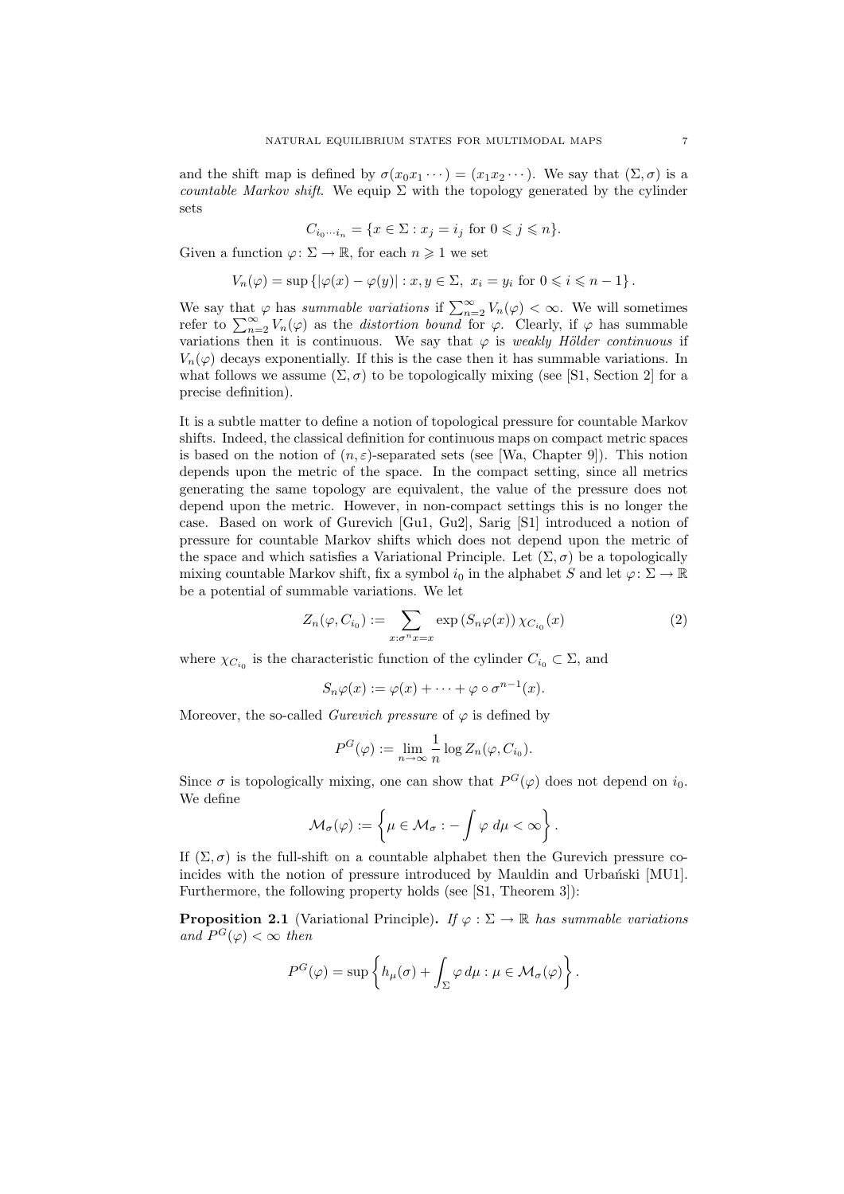and the shift map is defined by $\sigma(x_0x_1\cdots) = (x_1x_2\cdots)$. We say that $(\Sigma, \sigma)$ is a *countable Markov shift*. We equip $\Sigma$ with the topology generated by the cylinder sets

$$C_{i_0\cdots i_n} = \{x \in \Sigma : x_j = i_j \text{ for } 0 \leqslant j \leqslant n\}.$$

Given a function $\varphi \colon \Sigma \to \mathbb{R}$, for each $n \geqslant 1$ we set

$$V_n(\varphi) = \sup\left\{|\varphi(x) - \varphi(y)| : x, y \in \Sigma,\ x_i = y_i \text{ for } 0 \leqslant i \leqslant n-1\right\}.$$

We say that $\varphi$ has *summable variations* if $\sum_{n=2}^{\infty} V_n(\varphi) < \infty$. We will sometimes refer to $\sum_{n=2}^{\infty} V_n(\varphi)$ as the *distortion bound* for $\varphi$. Clearly, if $\varphi$ has summable variations then it is continuous. We say that $\varphi$ is *weakly Hölder continuous* if $V_n(\varphi)$ decays exponentially. If this is the case then it has summable variations. In what follows we assume $(\Sigma, \sigma)$ to be topologically mixing (see [S1, Section 2] for a precise definition).

It is a subtle matter to define a notion of topological pressure for countable Markov shifts. Indeed, the classical definition for continuous maps on compact metric spaces is based on the notion of $(n, \varepsilon)$-separated sets (see [Wa, Chapter 9]). This notion depends upon the metric of the space. In the compact setting, since all metrics generating the same topology are equivalent, the value of the pressure does not depend upon the metric. However, in non-compact settings this is no longer the case. Based on work of Gurevich [Gu1, Gu2], Sarig [S1] introduced a notion of pressure for countable Markov shifts which does not depend upon the metric of the space and which satisfies a Variational Principle. Let $(\Sigma, \sigma)$ be a topologically mixing countable Markov shift, fix a symbol $i_0$ in the alphabet $S$ and let $\varphi \colon \Sigma \to \mathbb{R}$ be a potential of summable variations. We let

$$Z_n(\varphi, C_{i_0}) := \sum_{x : \sigma^n x = x} \exp\left(S_n\varphi(x)\right) \chi_{C_{i_0}}(x) \tag{2}$$

where $\chi_{C_{i_0}}$ is the characteristic function of the cylinder $C_{i_0} \subset \Sigma$, and

$$S_n\varphi(x) := \varphi(x) + \cdots + \varphi \circ \sigma^{n-1}(x).$$

Moreover, the so-called *Gurevich pressure* of $\varphi$ is defined by

$$P^G(\varphi) := \lim_{n \to \infty} \frac{1}{n} \log Z_n(\varphi, C_{i_0}).$$

Since $\sigma$ is topologically mixing, one can show that $P^G(\varphi)$ does not depend on $i_0$. We define

$$\mathcal{M}_\sigma(\varphi) := \left\{\mu \in \mathcal{M}_\sigma : -\int \varphi \, d\mu < \infty\right\}.$$

If $(\Sigma, \sigma)$ is the full-shift on a countable alphabet then the Gurevich pressure coincides with the notion of pressure introduced by Mauldin and Urbański [MU1]. Furthermore, the following property holds (see [S1, Theorem 3]):

**Proposition 2.1** (Variational Principle)**.** *If $\varphi : \Sigma \to \mathbb{R}$ has summable variations and $P^G(\varphi) < \infty$ then*

$$P^G(\varphi) = \sup\left\{h_\mu(\sigma) + \int_\Sigma \varphi \, d\mu : \mu \in \mathcal{M}_\sigma(\varphi)\right\}.$$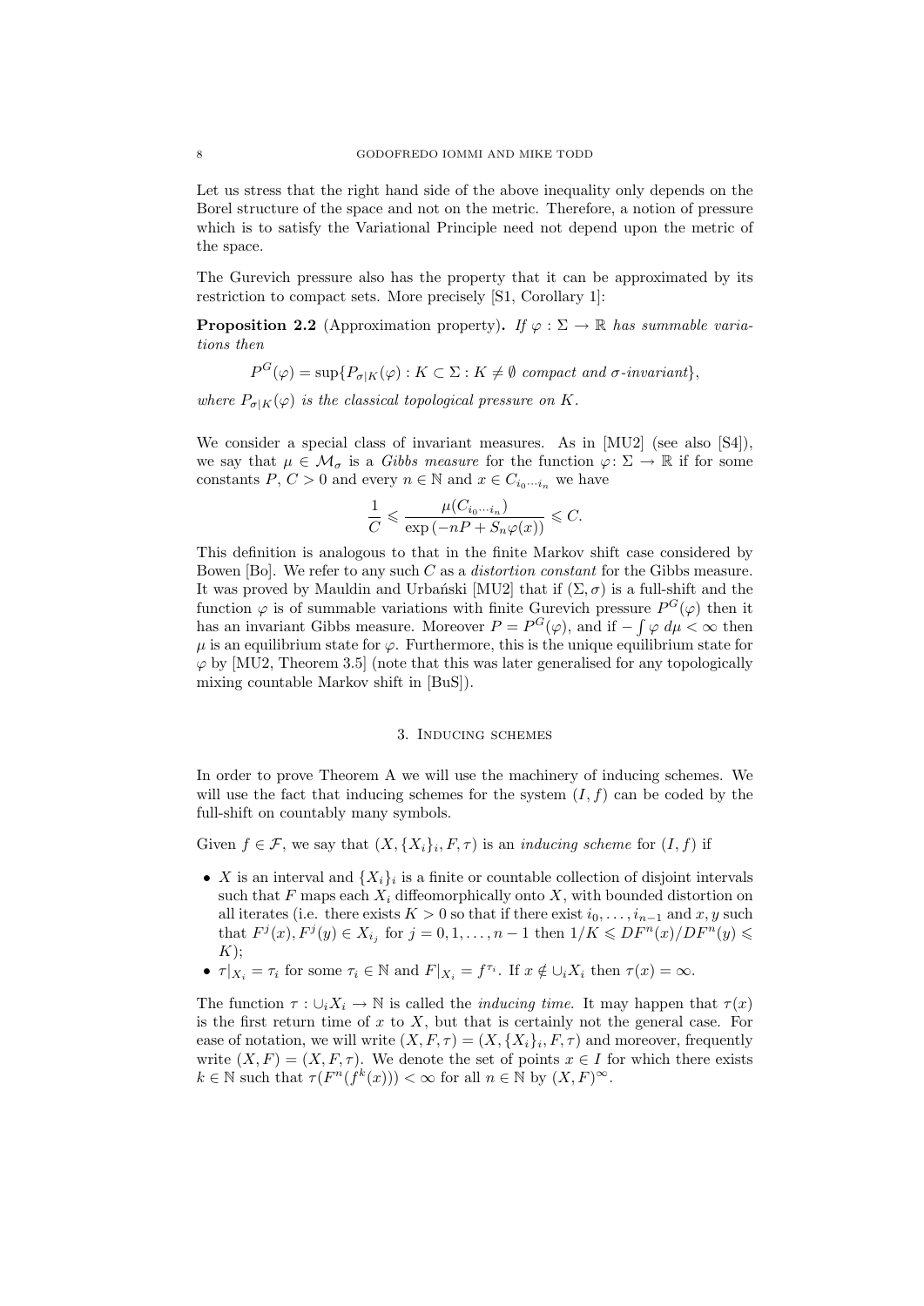Let us stress that the right hand side of the above inequality only depends on the Borel structure of the space and not on the metric. Therefore, a notion of pressure which is to satisfy the Variational Principle need not depend upon the metric of the space.

The Gurevich pressure also has the property that it can be approximated by its restriction to compact sets. More precisely [S1, Corollary 1]:

**Proposition 2.2** (Approximation property)**.** *If $\varphi : \Sigma \to \mathbb{R}$ has summable variations then*

$$P^G(\varphi) = \sup\{P_{\sigma|K}(\varphi) : K \subset \Sigma : K \neq \emptyset \text{ compact and } \sigma\text{-invariant}\},$$

*where $P_{\sigma|K}(\varphi)$ is the classical topological pressure on $K$.*

We consider a special class of invariant measures. As in [MU2] (see also [S4]), we say that $\mu \in \mathcal{M}_\sigma$ is a *Gibbs measure* for the function $\varphi \colon \Sigma \to \mathbb{R}$ if for some constants $P$, $C > 0$ and every $n \in \mathbb{N}$ and $x \in C_{i_0 \cdots i_n}$ we have

$$\frac{1}{C} \leqslant \frac{\mu(C_{i_0 \cdots i_n})}{\exp\left(-nP + S_n\varphi(x)\right)} \leqslant C.$$

This definition is analogous to that in the finite Markov shift case considered by Bowen [Bo]. We refer to any such $C$ as a *distortion constant* for the Gibbs measure. It was proved by Mauldin and Urbański [MU2] that if $(\Sigma, \sigma)$ is a full-shift and the function $\varphi$ is of summable variations with finite Gurevich pressure $P^G(\varphi)$ then it has an invariant Gibbs measure. Moreover $P = P^G(\varphi)$, and if $-\int \varphi \, d\mu < \infty$ then $\mu$ is an equilibrium state for $\varphi$. Furthermore, this is the unique equilibrium state for $\varphi$ by [MU2, Theorem 3.5] (note that this was later generalised for any topologically mixing countable Markov shift in [BuS]).

## 3. Inducing schemes

In order to prove Theorem A we will use the machinery of inducing schemes. We will use the fact that inducing schemes for the system $(I, f)$ can be coded by the full-shift on countably many symbols.

Given $f \in \mathcal{F}$, we say that $(X, \{X_i\}_i, F, \tau)$ is an *inducing scheme* for $(I, f)$ if

- $X$ is an interval and $\{X_i\}_i$ is a finite or countable collection of disjoint intervals such that $F$ maps each $X_i$ diffeomorphically onto $X$, with bounded distortion on all iterates (i.e. there exists $K > 0$ so that if there exist $i_0, \ldots, i_{n-1}$ and $x, y$ such that $F^j(x), F^j(y) \in X_{i_j}$ for $j = 0, 1, \ldots, n-1$ then $1/K \leqslant DF^n(x)/DF^n(y) \leqslant K$);
- $\tau|_{X_i} = \tau_i$ for some $\tau_i \in \mathbb{N}$ and $F|_{X_i} = f^{\tau_i}$. If $x \notin \cup_i X_i$ then $\tau(x) = \infty$.

The function $\tau : \cup_i X_i \to \mathbb{N}$ is called the *inducing time*. It may happen that $\tau(x)$ is the first return time of $x$ to $X$, but that is certainly not the general case. For ease of notation, we will write $(X, F, \tau) = (X, \{X_i\}_i, F, \tau)$ and moreover, frequently write $(X, F) = (X, F, \tau)$. We denote the set of points $x \in I$ for which there exists $k \in \mathbb{N}$ such that $\tau(F^n(f^k(x))) < \infty$ for all $n \in \mathbb{N}$ by $(X, F)^\infty$.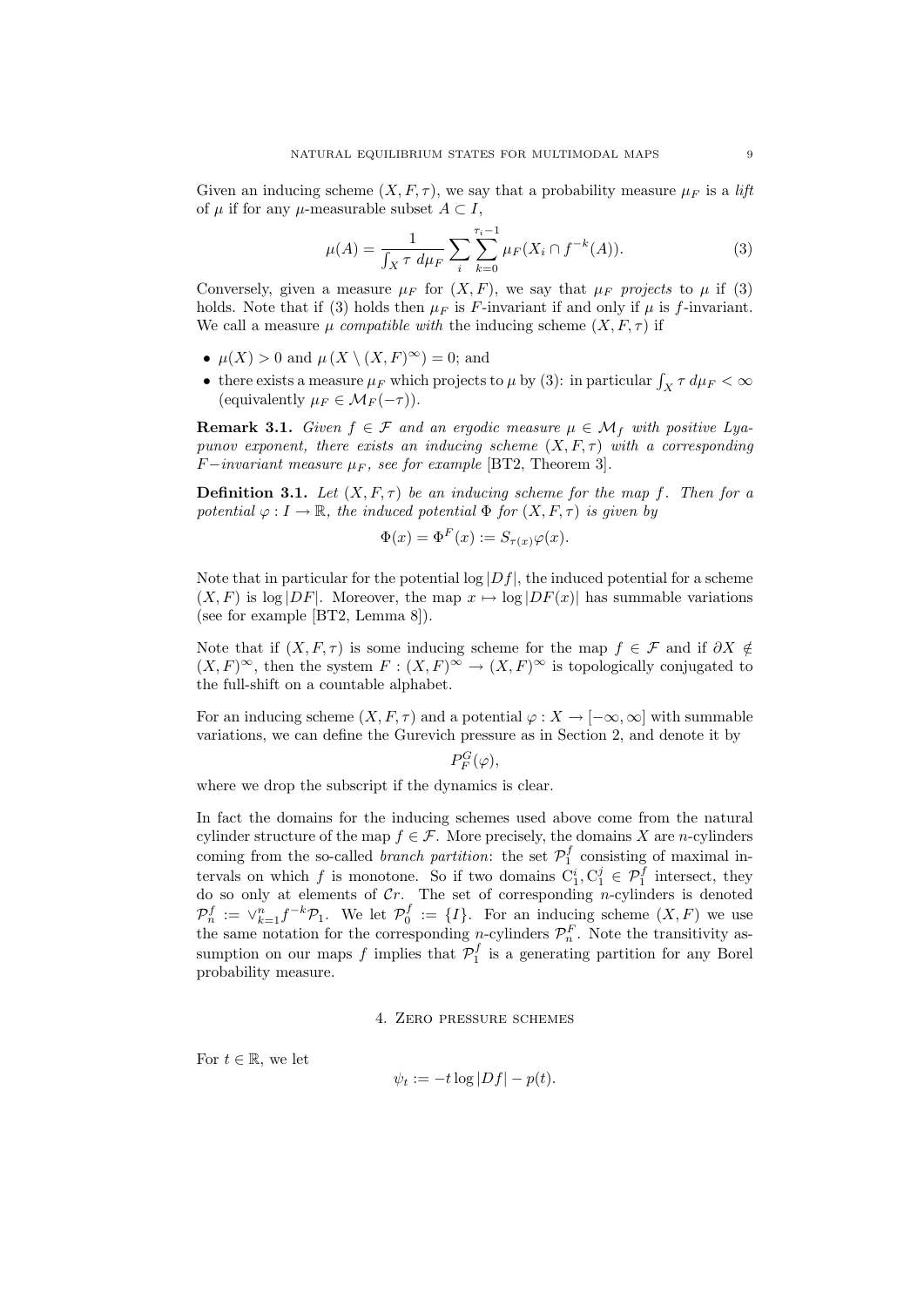Given an inducing scheme $(X, F, \tau)$, we say that a probability measure $\mu_F$ is a *lift* of $\mu$ if for any $\mu$-measurable subset $A \subset I$,

$$\mu(A) = \frac{1}{\int_X \tau \, d\mu_F} \sum_i \sum_{k=0}^{\tau_i - 1} \mu_F(X_i \cap f^{-k}(A)). \tag{3}$$

Conversely, given a measure $\mu_F$ for $(X, F)$, we say that $\mu_F$ *projects* to $\mu$ if (3) holds. Note that if (3) holds then $\mu_F$ is $F$-invariant if and only if $\mu$ is $f$-invariant. We call a measure $\mu$ *compatible with* the inducing scheme $(X, F, \tau)$ if

- $\mu(X) > 0$ and $\mu(X \setminus (X, F)^\infty) = 0$; and
- there exists a measure $\mu_F$ which projects to $\mu$ by (3): in particular $\int_X \tau \, d\mu_F < \infty$ (equivalently $\mu_F \in \mathcal{M}_F(-\tau)$).

**Remark 3.1.** *Given $f \in \mathcal{F}$ and an ergodic measure $\mu \in \mathcal{M}_f$ with positive Lyapunov exponent, there exists an inducing scheme $(X, F, \tau)$ with a corresponding $F-$invariant measure $\mu_F$, see for example* [BT2, Theorem 3].

**Definition 3.1.** *Let $(X, F, \tau)$ be an inducing scheme for the map $f$. Then for a potential $\varphi : I \to \mathbb{R}$, the induced potential $\Phi$ for $(X, F, \tau)$ is given by*

$$\Phi(x) = \Phi^F(x) := S_{\tau(x)}\varphi(x).$$

Note that in particular for the potential $\log |Df|$, the induced potential for a scheme $(X, F)$ is $\log |DF|$. Moreover, the map $x \mapsto \log |DF(x)|$ has summable variations (see for example [BT2, Lemma 8]).

Note that if $(X, F, \tau)$ is some inducing scheme for the map $f \in \mathcal{F}$ and if $\partial X \notin (X, F)^\infty$, then the system $F : (X, F)^\infty \to (X, F)^\infty$ is topologically conjugated to the full-shift on a countable alphabet.

For an inducing scheme $(X, F, \tau)$ and a potential $\varphi : X \to [-\infty, \infty]$ with summable variations, we can define the Gurevich pressure as in Section 2, and denote it by

$$P_F^G(\varphi),$$

where we drop the subscript if the dynamics is clear.

In fact the domains for the inducing schemes used above come from the natural cylinder structure of the map $f \in \mathcal{F}$. More precisely, the domains $X$ are $n$-cylinders coming from the so-called *branch partition*: the set $\mathcal{P}_1^f$ consisting of maximal intervals on which $f$ is monotone. So if two domains $\mathrm{C}_1^i, \mathrm{C}_1^j \in \mathcal{P}_1^f$ intersect, they do so only at elements of $\mathcal{C}r$. The set of corresponding $n$-cylinders is denoted $\mathcal{P}_n^f := \vee_{k=1}^n f^{-k}\mathcal{P}_1$. We let $\mathcal{P}_0^f := \{I\}$. For an inducing scheme $(X, F)$ we use the same notation for the corresponding $n$-cylinders $\mathcal{P}_n^F$. Note the transitivity assumption on our maps $f$ implies that $\mathcal{P}_1^f$ is a generating partition for any Borel probability measure.

## 4. Zero pressure schemes

For $t \in \mathbb{R}$, we let

$$\psi_t := -t \log |Df| - p(t).$$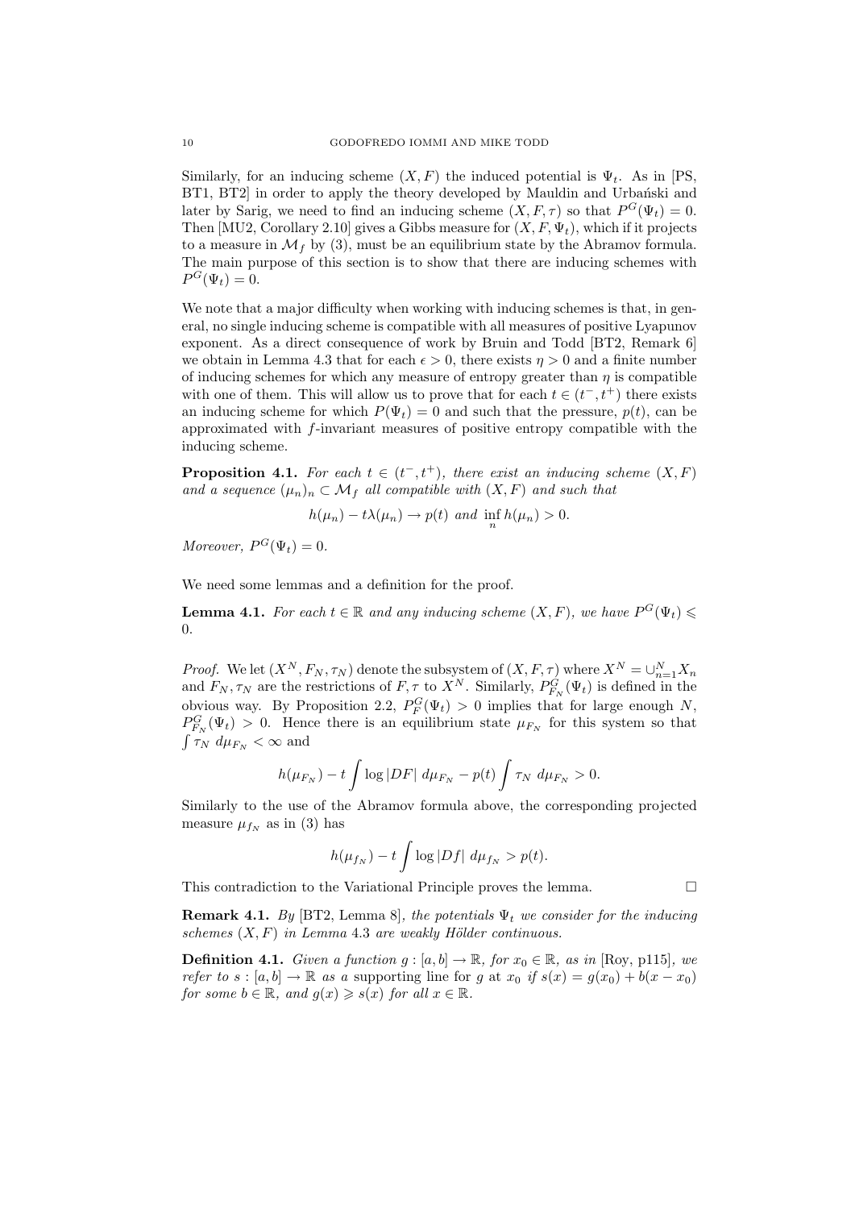Similarly, for an inducing scheme $(X, F)$ the induced potential is $\Psi_t$. As in [PS, BT1, BT2] in order to apply the theory developed by Mauldin and Urbański and later by Sarig, we need to find an inducing scheme $(X, F, \tau)$ so that $P^G(\Psi_t) = 0$. Then [MU2, Corollary 2.10] gives a Gibbs measure for $(X, F, \Psi_t)$, which if it projects to a measure in $\mathcal{M}_f$ by (3), must be an equilibrium state by the Abramov formula. The main purpose of this section is to show that there are inducing schemes with $P^G(\Psi_t) = 0$.

We note that a major difficulty when working with inducing schemes is that, in general, no single inducing scheme is compatible with all measures of positive Lyapunov exponent. As a direct consequence of work by Bruin and Todd [BT2, Remark 6] we obtain in Lemma 4.3 that for each $\epsilon > 0$, there exists $\eta > 0$ and a finite number of inducing schemes for which any measure of entropy greater than $\eta$ is compatible with one of them. This will allow us to prove that for each $t \in (t^-, t^+)$ there exists an inducing scheme for which $P(\Psi_t) = 0$ and such that the pressure, $p(t)$, can be approximated with $f$-invariant measures of positive entropy compatible with the inducing scheme.

**Proposition 4.1.** *For each $t \in (t^-, t^+)$, there exist an inducing scheme $(X, F)$ and a sequence $(\mu_n)_n \subset \mathcal{M}_f$ all compatible with $(X, F)$ and such that*

$$h(\mu_n) - t\lambda(\mu_n) \to p(t) \text{ and } \inf_n h(\mu_n) > 0.$$

*Moreover, $P^G(\Psi_t) = 0$.*

We need some lemmas and a definition for the proof.

**Lemma 4.1.** *For each $t \in \mathbb{R}$ and any inducing scheme $(X, F)$, we have $P^G(\Psi_t) \leqslant 0$.*

*Proof.* We let $(X^N, F_N, \tau_N)$ denote the subsystem of $(X, F, \tau)$ where $X^N = \cup_{n=1}^N X_n$ and $F_N, \tau_N$ are the restrictions of $F, \tau$ to $X^N$. Similarly, $P^G_{F_N}(\Psi_t)$ is defined in the obvious way. By Proposition 2.2, $P^G_F(\Psi_t) > 0$ implies that for large enough $N$, $P^G_{F_N}(\Psi_t) > 0$. Hence there is an equilibrium state $\mu_{F_N}$ for this system so that $\int \tau_N \, d\mu_{F_N} < \infty$ and

$$h(\mu_{F_N}) - t \int \log |DF| \, d\mu_{F_N} - p(t) \int \tau_N \, d\mu_{F_N} > 0.$$

Similarly to the use of the Abramov formula above, the corresponding projected measure $\mu_{f_N}$ as in (3) has

$$h(\mu_{f_N}) - t \int \log |Df| \, d\mu_{f_N} > p(t).$$

This contradiction to the Variational Principle proves the lemma. $\square$

**Remark 4.1.** *By* [BT2, Lemma 8]*, the potentials $\Psi_t$ we consider for the inducing schemes $(X, F)$ in Lemma* 4.3 *are weakly Hölder continuous.*

**Definition 4.1.** *Given a function $g : [a, b] \to \mathbb{R}$, for $x_0 \in \mathbb{R}$, as in* [Roy, p115]*, we refer to $s : [a, b] \to \mathbb{R}$ as a* supporting line for $g$ at $x_0$ *if $s(x) = g(x_0) + b(x - x_0)$ for some $b \in \mathbb{R}$, and $g(x) \geqslant s(x)$ for all $x \in \mathbb{R}$.*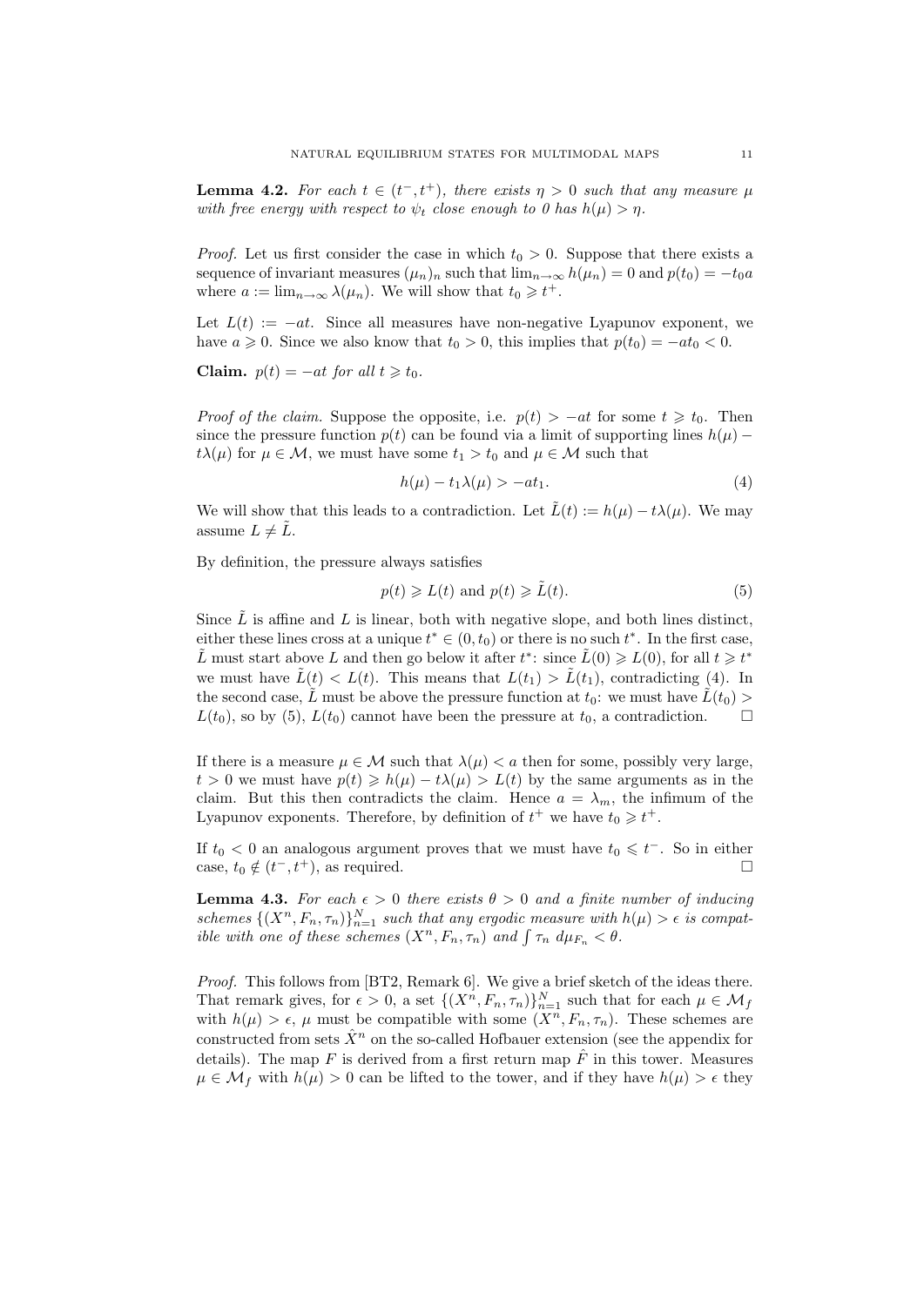**Lemma 4.2.** *For each $t \in (t^-, t^+)$, there exists $\eta > 0$ such that any measure $\mu$ with free energy with respect to $\psi_t$ close enough to 0 has $h(\mu) > \eta$.*

*Proof.* Let us first consider the case in which $t_0 > 0$. Suppose that there exists a sequence of invariant measures $(\mu_n)_n$ such that $\lim_{n\to\infty} h(\mu_n) = 0$ and $p(t_0) = -t_0 a$ where $a := \lim_{n\to\infty} \lambda(\mu_n)$. We will show that $t_0 \geqslant t^+$.

Let $L(t) := -at$. Since all measures have non-negative Lyapunov exponent, we have $a \geqslant 0$. Since we also know that $t_0 > 0$, this implies that $p(t_0) = -at_0 < 0$.

**Claim.** $p(t) = -at$ *for all* $t \geqslant t_0$.

*Proof of the claim.* Suppose the opposite, i.e. $p(t) > -at$ for some $t \geqslant t_0$. Then since the pressure function $p(t)$ can be found via a limit of supporting lines $h(\mu) - t\lambda(\mu)$ for $\mu \in \mathcal{M}$, we must have some $t_1 > t_0$ and $\mu \in \mathcal{M}$ such that

$$h(\mu) - t_1\lambda(\mu) > -at_1. \tag{4}$$

We will show that this leads to a contradiction. Let $\tilde{L}(t) := h(\mu) - t\lambda(\mu)$. We may assume $L \neq \tilde{L}$.

By definition, the pressure always satisfies

$$p(t) \geqslant L(t) \text{ and } p(t) \geqslant \tilde{L}(t). \tag{5}$$

Since $\tilde{L}$ is affine and $L$ is linear, both with negative slope, and both lines distinct, either these lines cross at a unique $t^* \in (0, t_0)$ or there is no such $t^*$. In the first case, $\tilde{L}$ must start above $L$ and then go below it after $t^*$: since $\tilde{L}(0) \geqslant L(0)$, for all $t \geqslant t^*$ we must have $\tilde{L}(t) < L(t)$. This means that $L(t_1) > \tilde{L}(t_1)$, contradicting (4). In the second case, $\tilde{L}$ must be above the pressure function at $t_0$: we must have $\tilde{L}(t_0) > L(t_0)$, so by (5), $L(t_0)$ cannot have been the pressure at $t_0$, a contradiction. $\square$

If there is a measure $\mu \in \mathcal{M}$ such that $\lambda(\mu) < a$ then for some, possibly very large, $t > 0$ we must have $p(t) \geqslant h(\mu) - t\lambda(\mu) > L(t)$ by the same arguments as in the claim. But this then contradicts the claim. Hence $a = \lambda_m$, the infimum of the Lyapunov exponents. Therefore, by definition of $t^+$ we have $t_0 \geqslant t^+$.

If $t_0 < 0$ an analogous argument proves that we must have $t_0 \leqslant t^-$. So in either case, $t_0 \notin (t^-, t^+)$, as required. $\square$

**Lemma 4.3.** *For each $\epsilon > 0$ there exists $\theta > 0$ and a finite number of inducing schemes $\{(X^n, F_n, \tau_n)\}_{n=1}^N$ such that any ergodic measure with $h(\mu) > \epsilon$ is compatible with one of these schemes $(X^n, F_n, \tau_n)$ and $\int \tau_n \, d\mu_{F_n} < \theta$.*

*Proof.* This follows from [BT2, Remark 6]. We give a brief sketch of the ideas there. That remark gives, for $\epsilon > 0$, a set $\{(X^n, F_n, \tau_n)\}_{n=1}^N$ such that for each $\mu \in \mathcal{M}_f$ with $h(\mu) > \epsilon$, $\mu$ must be compatible with some $(X^n, F_n, \tau_n)$. These schemes are constructed from sets $\hat{X}^n$ on the so-called Hofbauer extension (see the appendix for details). The map $F$ is derived from a first return map $\hat{F}$ in this tower. Measures $\mu \in \mathcal{M}_f$ with $h(\mu) > 0$ can be lifted to the tower, and if they have $h(\mu) > \epsilon$ they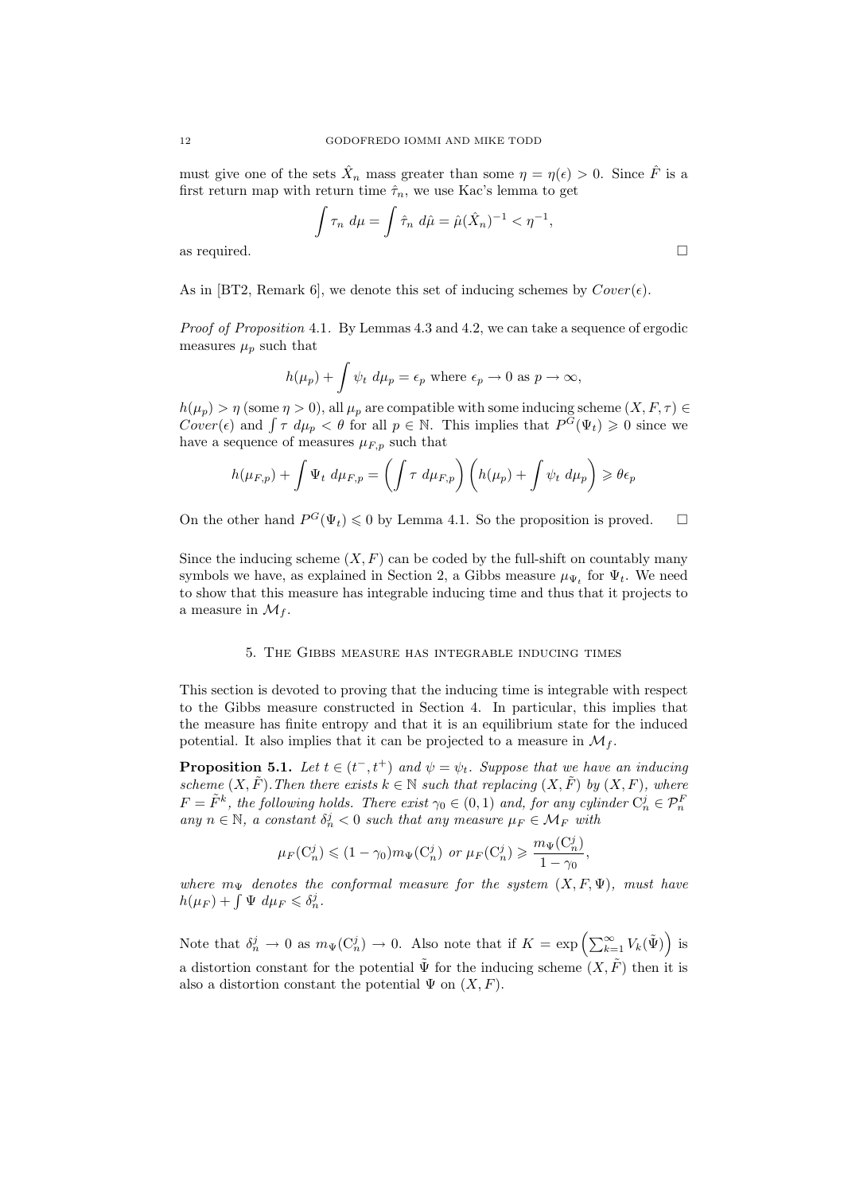must give one of the sets $\hat{X}_n$ mass greater than some $\eta = \eta(\epsilon) > 0$. Since $\hat{F}$ is a first return map with return time $\hat{\tau}_n$, we use Kac's lemma to get

$$\int \tau_n \, d\mu = \int \hat{\tau}_n \, d\hat{\mu} = \hat{\mu}(\hat{X}_n)^{-1} < \eta^{-1},$$

as required. □

As in [BT2, Remark 6], we denote this set of inducing schemes by $Cover(\epsilon)$.

*Proof of Proposition* 4.1. By Lemmas 4.3 and 4.2, we can take a sequence of ergodic measures $\mu_p$ such that

$$h(\mu_p) + \int \psi_t \, d\mu_p = \epsilon_p \text{ where } \epsilon_p \to 0 \text{ as } p \to \infty,$$

$h(\mu_p) > \eta$ (some $\eta > 0$), all $\mu_p$ are compatible with some inducing scheme $(X, F, \tau) \in Cover(\epsilon)$ and $\int \tau \, d\mu_p < \theta$ for all $p \in \mathbb{N}$. This implies that $P^G(\Psi_t) \geqslant 0$ since we have a sequence of measures $\mu_{F,p}$ such that

$$h(\mu_{F,p}) + \int \Psi_t \, d\mu_{F,p} = \left( \int \tau \, d\mu_{F,p} \right) \left( h(\mu_p) + \int \psi_t \, d\mu_p \right) \geqslant \theta \epsilon_p$$

On the other hand $P^G(\Psi_t) \leqslant 0$ by Lemma 4.1. So the proposition is proved. □

Since the inducing scheme $(X, F)$ can be coded by the full-shift on countably many symbols we have, as explained in Section 2, a Gibbs measure $\mu_{\Psi_t}$ for $\Psi_t$. We need to show that this measure has integrable inducing time and thus that it projects to a measure in $\mathcal{M}_f$.

## 5. The Gibbs measure has integrable inducing times

This section is devoted to proving that the inducing time is integrable with respect to the Gibbs measure constructed in Section 4. In particular, this implies that the measure has finite entropy and that it is an equilibrium state for the induced potential. It also implies that it can be projected to a measure in $\mathcal{M}_f$.

**Proposition 5.1.** *Let $t \in (t^-, t^+)$ and $\psi = \psi_t$. Suppose that we have an inducing scheme $(X, \tilde{F})$. Then there exists $k \in \mathbb{N}$ such that replacing $(X, \tilde{F})$ by $(X, F)$, where $F = \tilde{F}^k$, the following holds. There exist $\gamma_0 \in (0, 1)$ and, for any cylinder $\mathrm{C}_n^j \in \mathcal{P}_n^F$ any $n \in \mathbb{N}$, a constant $\delta_n^j < 0$ such that any measure $\mu_F \in \mathcal{M}_F$ with*

$$\mu_F(\mathrm{C}_n^j) \leqslant (1 - \gamma_0) m_\Psi(\mathrm{C}_n^j) \text{ or } \mu_F(\mathrm{C}_n^j) \geqslant \frac{m_\Psi(\mathrm{C}_n^j)}{1 - \gamma_0},$$

*where $m_\Psi$ denotes the conformal measure for the system $(X, F, \Psi)$, must have $h(\mu_F) + \int \Psi \, d\mu_F \leqslant \delta_n^j$.*

Note that $\delta_n^j \to 0$ as $m_\Psi(\mathrm{C}_n^j) \to 0$. Also note that if $K = \exp\left(\sum_{k=1}^\infty V_k(\tilde{\Psi})\right)$ is a distortion constant for the potential $\tilde{\Psi}$ for the inducing scheme $(X, \tilde{F})$ then it is also a distortion constant the potential $\Psi$ on $(X, F)$.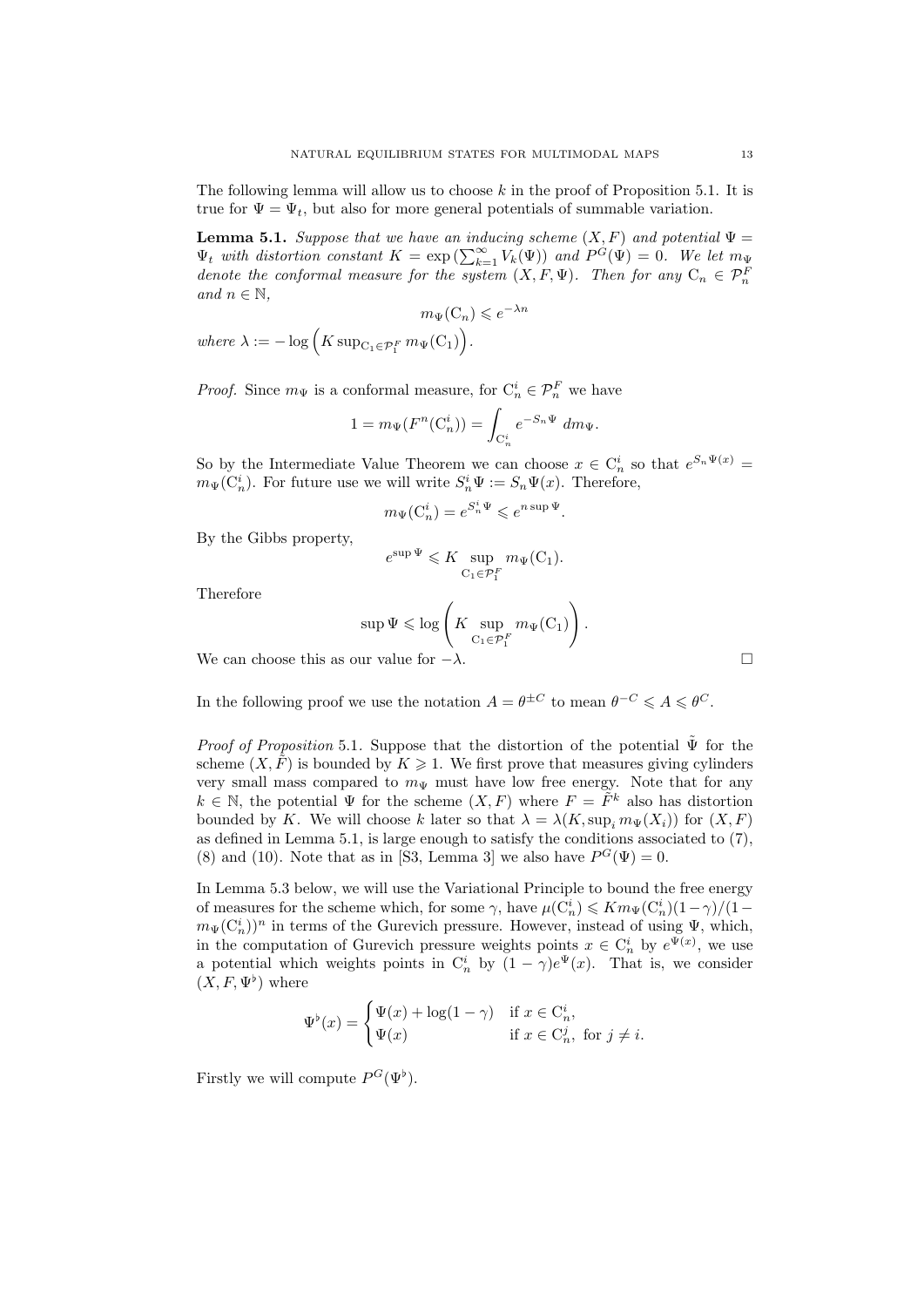The following lemma will allow us to choose $k$ in the proof of Proposition 5.1. It is true for $\Psi = \Psi_t$, but also for more general potentials of summable variation.

**Lemma 5.1.** *Suppose that we have an inducing scheme $(X, F)$ and potential $\Psi = \Psi_t$ with distortion constant $K = \exp\left(\sum_{k=1}^{\infty} V_k(\Psi)\right)$ and $P^G(\Psi) = 0$. We let $m_\Psi$ denote the conformal measure for the system $(X, F, \Psi)$. Then for any $\mathrm{C}_n \in \mathcal{P}_n^F$ and $n \in \mathbb{N}$,*

$$m_\Psi(\mathrm{C}_n) \leqslant e^{-\lambda n}$$

*where $\lambda := -\log\left(K \sup_{\mathrm{C}_1 \in \mathcal{P}_1^F} m_\Psi(\mathrm{C}_1)\right)$.*

*Proof.* Since $m_\Psi$ is a conformal measure, for $\mathrm{C}_n^i \in \mathcal{P}_n^F$ we have

$$1 = m_\Psi(F^n(\mathrm{C}_n^i)) = \int_{\mathrm{C}_n^i} e^{-S_n \Psi} \, dm_\Psi.$$

So by the Intermediate Value Theorem we can choose $x \in \mathrm{C}_n^i$ so that $e^{S_n \Psi(x)} = m_\Psi(\mathrm{C}_n^i)$. For future use we will write $S_n^i \Psi := S_n \Psi(x)$. Therefore,

$$m_\Psi(\mathrm{C}_n^i) = e^{S_n^i \Psi} \leqslant e^{n \sup \Psi}.$$

By the Gibbs property,

$$e^{\sup \Psi} \leqslant K \sup_{\mathrm{C}_1 \in \mathcal{P}_1^F} m_\Psi(\mathrm{C}_1).$$

Therefore

$$\sup \Psi \leqslant \log\left(K \sup_{\mathrm{C}_1 \in \mathcal{P}_1^F} m_\Psi(\mathrm{C}_1)\right).$$

We can choose this as our value for $-\lambda$. $\square$

In the following proof we use the notation $A = \theta^{\pm C}$ to mean $\theta^{-C} \leqslant A \leqslant \theta^{C}$.

*Proof of Proposition* 5.1. Suppose that the distortion of the potential $\tilde{\Psi}$ for the scheme $(X, \tilde{F})$ is bounded by $K \geqslant 1$. We first prove that measures giving cylinders very small mass compared to $m_\Psi$ must have low free energy. Note that for any $k \in \mathbb{N}$, the potential $\Psi$ for the scheme $(X, F)$ where $F = \tilde{F}^k$ also has distortion bounded by $K$. We will choose $k$ later so that $\lambda = \lambda(K, \sup_i m_\Psi(X_i))$ for $(X, F)$ as defined in Lemma 5.1, is large enough to satisfy the conditions associated to (7), (8) and (10). Note that as in [S3, Lemma 3] we also have $P^G(\Psi) = 0$.

In Lemma 5.3 below, we will use the Variational Principle to bound the free energy of measures for the scheme which, for some $\gamma$, have $\mu(\mathrm{C}_n^i) \leqslant K m_\Psi(\mathrm{C}_n^i)(1-\gamma)/(1 - m_\Psi(\mathrm{C}_n^i))^n$ in terms of the Gurevich pressure. However, instead of using $\Psi$, which, in the computation of Gurevich pressure weights points $x \in \mathrm{C}_n^i$ by $e^{\Psi(x)}$, we use a potential which weights points in $\mathrm{C}_n^i$ by $(1 - \gamma)e^{\Psi}(x)$. That is, we consider $(X, F, \Psi^\flat)$ where

$$\Psi^\flat(x) = \begin{cases} \Psi(x) + \log(1 - \gamma) & \text{if } x \in \mathrm{C}_n^i, \\ \Psi(x) & \text{if } x \in \mathrm{C}_n^j, \text{ for } j \neq i. \end{cases}$$

Firstly we will compute $P^G(\Psi^\flat)$.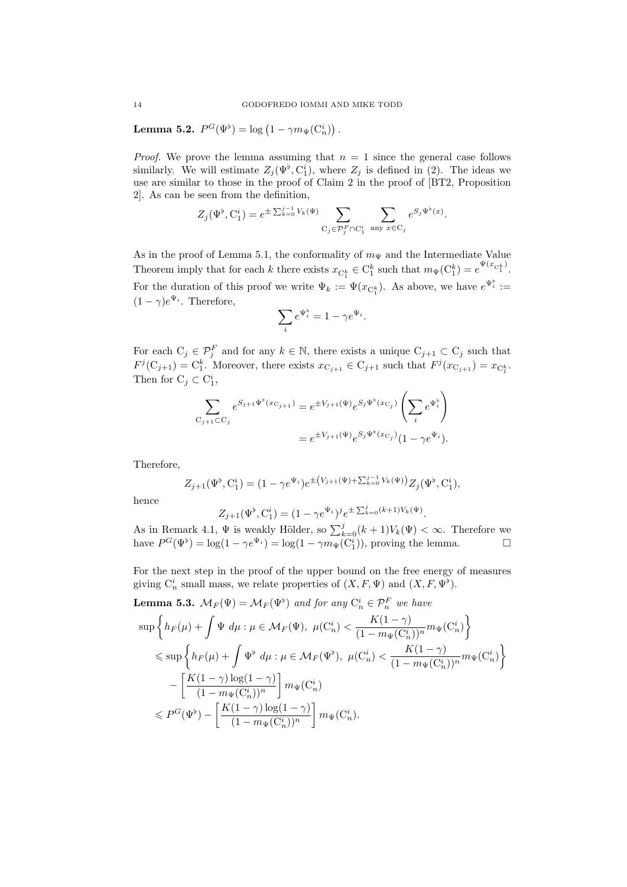**Lemma 5.2.** $P^G(\Psi^\flat) = \log\left(1 - \gamma m_\Psi(\mathrm{C}_n^i)\right)$.

*Proof.* We prove the lemma assuming that $n = 1$ since the general case follows similarly. We will estimate $Z_j(\Psi^\flat, \mathrm{C}_1^i)$, where $Z_j$ is defined in (2). The ideas we use are similar to those in the proof of Claim 2 in the proof of [BT2, Proposition 2]. As can be seen from the definition,

$$Z_j(\Psi^\flat, \mathrm{C}_1^i) = e^{\pm \sum_{k=0}^{j-1} V_k(\Psi)} \sum_{\mathrm{C}_j \in \mathcal{P}_j^F \cap \mathrm{C}_1^i} \sum_{\text{any } x \in \mathrm{C}_j} e^{S_j \Psi^\flat(x)}.$$

As in the proof of Lemma 5.1, the conformality of $m_\Psi$ and the Intermediate Value Theorem imply that for each $k$ there exists $x_{\mathrm{C}_1^k} \in \mathrm{C}_1^k$ such that $m_\Psi(\mathrm{C}_1^k) = e^{\Psi(x_{\mathrm{C}_1^k})}$. For the duration of this proof we write $\Psi_k := \Psi(x_{\mathrm{C}_1^k})$. As above, we have $e^{\Psi_i^\flat} := (1-\gamma)e^{\Psi_i}$. Therefore,

$$\sum_i e^{\Psi_i^\flat} = 1 - \gamma e^{\Psi_i}.$$

For each $\mathrm{C}_j \in \mathcal{P}_j^F$ and for any $k \in \mathbb{N}$, there exists a unique $\mathrm{C}_{j+1} \subset \mathrm{C}_j$ such that $F^j(\mathrm{C}_{j+1}) = \mathrm{C}_1^k$. Moreover, there exists $x_{\mathrm{C}_{j+1}} \in \mathrm{C}_{j+1}$ such that $F^j(x_{\mathrm{C}_{j+1}}) = x_{\mathrm{C}_1^k}$. Then for $\mathrm{C}_j \subset \mathrm{C}_1^i$,

$$\begin{aligned}
\sum_{\mathrm{C}_{j+1} \subset \mathrm{C}_j} e^{S_{j+1}\Psi^\flat(x_{\mathrm{C}_{j+1}})} &= e^{\pm V_{j+1}(\Psi)} e^{S_j \Psi^\flat(x_{\mathrm{C}_j})} \left( \sum_i e^{\Psi_i^\flat} \right) \\
&= e^{\pm V_{j+1}(\Psi)} e^{S_j \Psi^\flat(x_{\mathrm{C}_j})} (1 - \gamma e^{\Psi_i}).
\end{aligned}$$

Therefore,

$$Z_{j+1}(\Psi^\flat, \mathrm{C}_1^i) = (1 - \gamma e^{\Psi_i}) e^{\pm\left(V_{j+1}(\Psi) + \sum_{k=0}^{j-1} V_k(\Psi)\right)} Z_j(\Psi^\flat, \mathrm{C}_1^i),$$

hence

$$Z_{j+1}(\Psi^\flat, \mathrm{C}_1^i) = (1 - \gamma e^{\Psi_i})^j e^{\pm \sum_{k=0}^{j} (k+1) V_k(\Psi)}.$$

As in Remark 4.1, $\Psi$ is weakly Hölder, so $\sum_{k=0}^{j}(k+1)V_k(\Psi) < \infty$. Therefore we have $P^G(\Psi^\flat) = \log(1 - \gamma e^{\Psi_i}) = \log(1 - \gamma m_\Psi(\mathrm{C}_1^i))$, proving the lemma. $\square$

For the next step in the proof of the upper bound on the free energy of measures giving $\mathrm{C}_n^i$ small mass, we relate properties of $(X, F, \Psi)$ and $(X, F, \Psi^\flat)$.

**Lemma 5.3.** *$\mathcal{M}_F(\Psi) = \mathcal{M}_F(\Psi^\flat)$ and for any $\mathrm{C}_n^i \in \mathcal{P}_n^F$ we have*

$$\begin{aligned}
&\sup\left\{ h_F(\mu) + \int \Psi \, d\mu : \mu \in \mathcal{M}_F(\Psi),\ \mu(\mathrm{C}_n^i) < \frac{K(1-\gamma)}{(1 - m_\Psi(\mathrm{C}_n^i))^n} m_\Psi(\mathrm{C}_n^i) \right\} \\
&\leqslant \sup\left\{ h_F(\mu) + \int \Psi^\flat \, d\mu : \mu \in \mathcal{M}_F(\Psi^\flat),\ \mu(\mathrm{C}_n^i) < \frac{K(1-\gamma)}{(1 - m_\Psi(\mathrm{C}_n^i))^n} m_\Psi(\mathrm{C}_n^i) \right\} \\
&\quad - \left[ \frac{K(1-\gamma)\log(1-\gamma)}{(1 - m_\Psi(\mathrm{C}_n^i))^n} \right] m_\Psi(\mathrm{C}_n^i) \\
&\leqslant P^G(\Psi^\flat) - \left[ \frac{K(1-\gamma)\log(1-\gamma)}{(1 - m_\Psi(\mathrm{C}_n^i))^n} \right] m_\Psi(\mathrm{C}_n^i).
\end{aligned}$$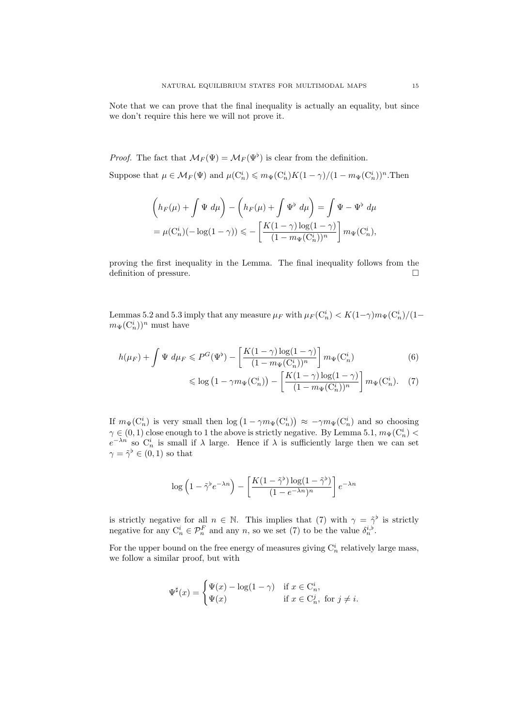Note that we can prove that the final inequality is actually an equality, but since we don't require this here we will not prove it.

*Proof.* The fact that $\mathcal{M}_F(\Psi) = \mathcal{M}_F(\Psi^\flat)$ is clear from the definition.

Suppose that $\mu \in \mathcal{M}_F(\Psi)$ and $\mu(\mathrm{C}_n^i) \leqslant m_\Psi(\mathrm{C}_n^i)K(1-\gamma)/(1-m_\Psi(\mathrm{C}_n^i))^n$. Then

$$
\begin{aligned}
\left(h_F(\mu) + \int \Psi \; d\mu\right) - \left(h_F(\mu) + \int \Psi^\flat \; d\mu\right) &= \int \Psi - \Psi^\flat \; d\mu \\
= \mu(\mathrm{C}_n^i)(-\log(1-\gamma)) &\leqslant -\left[\frac{K(1-\gamma)\log(1-\gamma)}{(1-m_\Psi(\mathrm{C}_n^i))^n}\right] m_\Psi(\mathrm{C}_n^i),
\end{aligned}
$$

proving the first inequality in the Lemma. The final inequality follows from the definition of pressure. $\square$

Lemmas 5.2 and 5.3 imply that any measure $\mu_F$ with $\mu_F(\mathrm{C}_n^i) < K(1-\gamma)m_\Psi(\mathrm{C}_n^i)/(1-m_\Psi(\mathrm{C}_n^i))^n$ must have

$$
\begin{aligned}
h(\mu_F) + \int \Psi \; d\mu_F &\leqslant P^G(\Psi^\flat) - \left[\frac{K(1-\gamma)\log(1-\gamma)}{(1-m_\Psi(\mathrm{C}_n^i))^n}\right] m_\Psi(\mathrm{C}_n^i) \qquad (6) \\
&\leqslant \log\left(1-\gamma m_\Psi(\mathrm{C}_n^i)\right) - \left[\frac{K(1-\gamma)\log(1-\gamma)}{(1-m_\Psi(\mathrm{C}_n^i))^n}\right] m_\Psi(\mathrm{C}_n^i). \qquad (7)
\end{aligned}
$$

If $m_\Psi(\mathrm{C}_n^i)$ is very small then $\log\left(1-\gamma m_\Psi(\mathrm{C}_n^i)\right) \approx -\gamma m_\Psi(\mathrm{C}_n^i)$ and so choosing $\gamma \in (0,1)$ close enough to 1 the above is strictly negative. By Lemma 5.1, $m_\Psi(\mathrm{C}_n^i) < e^{-\lambda n}$ so $\mathrm{C}_n^i$ is small if $\lambda$ large. Hence if $\lambda$ is sufficiently large then we can set $\gamma = \tilde{\gamma}^\flat \in (0,1)$ so that

$$
\log\left(1-\tilde{\gamma}^\flat e^{-\lambda n}\right) - \left[\frac{K(1-\tilde{\gamma}^\flat)\log(1-\tilde{\gamma}^\flat)}{(1-e^{-\lambda n})^n}\right] e^{-\lambda n}
$$

is strictly negative for all $n \in \mathbb{N}$. This implies that (7) with $\gamma = \tilde{\gamma}^\flat$ is strictly negative for any $\mathrm{C}_n^i \in \mathcal{P}_n^F$ and any $n$, so we set (7) to be the value $\delta_n^{i,\flat}$.

For the upper bound on the free energy of measures giving $\mathrm{C}_n^i$ relatively large mass, we follow a similar proof, but with

$$
\Psi^\sharp(x) = \begin{cases} \Psi(x) - \log(1-\gamma) & \text{if } x \in \mathrm{C}_n^i, \\ \Psi(x) & \text{if } x \in \mathrm{C}_n^j, \text{ for } j \neq i. \end{cases}
$$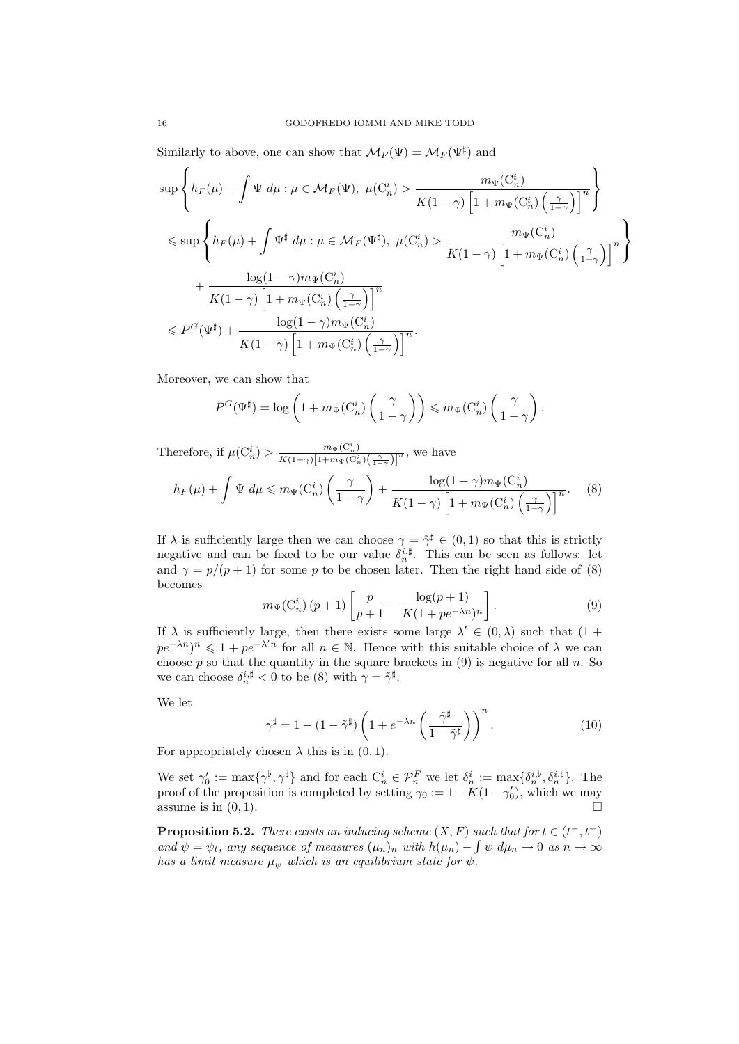Similarly to above, one can show that $\mathcal{M}_F(\Psi) = \mathcal{M}_F(\Psi^\sharp)$ and

$$
\begin{aligned}
&\sup\left\{h_F(\mu) + \int \Psi \, d\mu : \mu \in \mathcal{M}_F(\Psi),\ \mu(\mathrm{C}_n^i) > \frac{m_\Psi(\mathrm{C}_n^i)}{K(1-\gamma)\left[1 + m_\Psi(\mathrm{C}_n^i)\left(\frac{\gamma}{1-\gamma}\right)\right]^n}\right\} \\
&\leqslant \sup\left\{h_F(\mu) + \int \Psi^\sharp \, d\mu : \mu \in \mathcal{M}_F(\Psi^\sharp),\ \mu(\mathrm{C}_n^i) > \frac{m_\Psi(\mathrm{C}_n^i)}{K(1-\gamma)\left[1 + m_\Psi(\mathrm{C}_n^i)\left(\frac{\gamma}{1-\gamma}\right)\right]^n}\right\} \\
&\quad + \frac{\log(1-\gamma) m_\Psi(\mathrm{C}_n^i)}{K(1-\gamma)\left[1 + m_\Psi(\mathrm{C}_n^i)\left(\frac{\gamma}{1-\gamma}\right)\right]^n} \\
&\leqslant P^G(\Psi^\sharp) + \frac{\log(1-\gamma) m_\Psi(\mathrm{C}_n^i)}{K(1-\gamma)\left[1 + m_\Psi(\mathrm{C}_n^i)\left(\frac{\gamma}{1-\gamma}\right)\right]^n}.
\end{aligned}
$$

Moreover, we can show that

$$
P^G(\Psi^\sharp) = \log\left(1 + m_\Psi(\mathrm{C}_n^i)\left(\frac{\gamma}{1-\gamma}\right)\right) \leqslant m_\Psi(\mathrm{C}_n^i)\left(\frac{\gamma}{1-\gamma}\right).
$$

Therefore, if $\mu(\mathrm{C}_n^i) > \frac{m_\Psi(\mathrm{C}_n^i)}{K(1-\gamma)\left[1+m_\Psi(\mathrm{C}_n^i)\left(\frac{\gamma}{1-\gamma}\right)\right]^n}$, we have

$$
h_F(\mu) + \int \Psi \, d\mu \leqslant m_\Psi(\mathrm{C}_n^i)\left(\frac{\gamma}{1-\gamma}\right) + \frac{\log(1-\gamma) m_\Psi(\mathrm{C}_n^i)}{K(1-\gamma)\left[1 + m_\Psi(\mathrm{C}_n^i)\left(\frac{\gamma}{1-\gamma}\right)\right]^n}. \tag{8}
$$

If $\lambda$ is sufficiently large then we can choose $\gamma = \tilde{\gamma}^\sharp \in (0,1)$ so that this is strictly negative and can be fixed to be our value $\delta_n^{i,\sharp}$. This can be seen as follows: let and $\gamma = p/(p+1)$ for some $p$ to be chosen later. Then the right hand side of (8) becomes

$$
m_\Psi(\mathrm{C}_n^i)\,(p+1)\left[\frac{p}{p+1} - \frac{\log(p+1)}{K(1+pe^{-\lambda n})^n}\right]. \tag{9}
$$

If $\lambda$ is sufficiently large, then there exists some large $\lambda' \in (0,\lambda)$ such that $(1 + pe^{-\lambda n})^n \leqslant 1 + pe^{-\lambda' n}$ for all $n \in \mathbb{N}$. Hence with this suitable choice of $\lambda$ we can choose $p$ so that the quantity in the square brackets in (9) is negative for all $n$. So we can choose $\delta_n^{i,\sharp} < 0$ to be (8) with $\gamma = \tilde{\gamma}^\sharp$.

We let

$$
\gamma^\sharp = 1 - (1-\tilde{\gamma}^\sharp)\left(1 + e^{-\lambda n}\left(\frac{\tilde{\gamma}^\sharp}{1-\tilde{\gamma}^\sharp}\right)\right)^n. \tag{10}
$$

For appropriately chosen $\lambda$ this is in $(0,1)$.

We set $\gamma_0' := \max\{\gamma^\flat, \gamma^\sharp\}$ and for each $\mathrm{C}_n^i \in \mathcal{P}_n^F$ we let $\delta_n^i := \max\{\delta_n^{i,\flat}, \delta_n^{i,\sharp}\}$. The proof of the proposition is completed by setting $\gamma_0 := 1 - K(1-\gamma_0')$, which we may assume is in $(0,1)$. □

**Proposition 5.2.** *There exists an inducing scheme $(X, F)$ such that for $t \in (t^-, t^+)$ and $\psi = \psi_t$, any sequence of measures $(\mu_n)_n$ with $h(\mu_n) - \int \psi \, d\mu_n \to 0$ as $n \to \infty$ has a limit measure $\mu_\psi$ which is an equilibrium state for $\psi$.*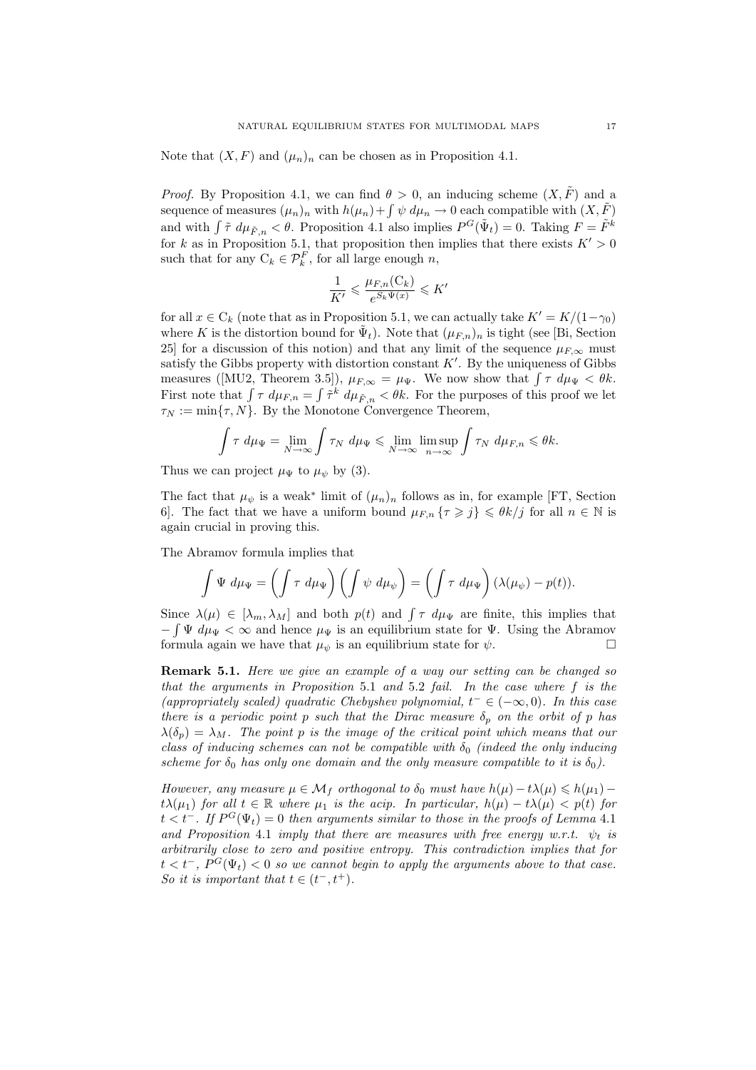Note that $(X, F)$ and $(\mu_n)_n$ can be chosen as in Proposition 4.1.

*Proof.* By Proposition 4.1, we can find $\theta > 0$, an inducing scheme $(X, \tilde{F})$ and a sequence of measures $(\mu_n)_n$ with $h(\mu_n) + \int \psi \, d\mu_n \to 0$ each compatible with $(X, \tilde{F})$ and with $\int \tilde{\tau} \, d\mu_{\tilde{F},n} < \theta$. Proposition 4.1 also implies $P^G(\tilde{\Psi}_t) = 0$. Taking $F = \tilde{F}^k$ for $k$ as in Proposition 5.1, that proposition then implies that there exists $K' > 0$ such that for any $\mathrm{C}_k \in \mathcal{P}_k^F$, for all large enough $n$,

$$\frac{1}{K'} \leqslant \frac{\mu_{F,n}(\mathrm{C}_k)}{e^{S_k \Psi(x)}} \leqslant K'$$

for all $x \in \mathrm{C}_k$ (note that as in Proposition 5.1, we can actually take $K' = K/(1-\gamma_0)$ where $K$ is the distortion bound for $\tilde{\Psi}_t$). Note that $(\mu_{F,n})_n$ is tight (see [Bi, Section 25] for a discussion of this notion) and that any limit of the sequence $\mu_{F,\infty}$ must satisfy the Gibbs property with distortion constant $K'$. By the uniqueness of Gibbs measures ([MU2, Theorem 3.5]), $\mu_{F,\infty} = \mu_\Psi$. We now show that $\int \tau \, d\mu_\Psi < \theta k$. First note that $\int \tau \, d\mu_{F,n} = \int \tilde{\tau}^k \, d\mu_{\tilde{F},n} < \theta k$. For the purposes of this proof we let $\tau_N := \min\{\tau, N\}$. By the Monotone Convergence Theorem,

$$\int \tau \, d\mu_\Psi = \lim_{N \to \infty} \int \tau_N \, d\mu_\Psi \leqslant \lim_{N \to \infty} \limsup_{n \to \infty} \int \tau_N \, d\mu_{F,n} \leqslant \theta k.$$

Thus we can project $\mu_\Psi$ to $\mu_\psi$ by (3).

The fact that $\mu_\psi$ is a weak$^*$ limit of $(\mu_n)_n$ follows as in, for example [FT, Section 6]. The fact that we have a uniform bound $\mu_{F,n}\{\tau \geqslant j\} \leqslant \theta k/j$ for all $n \in \mathbb{N}$ is again crucial in proving this.

The Abramov formula implies that

$$\int \Psi \, d\mu_\Psi = \left(\int \tau \, d\mu_\Psi\right)\left(\int \psi \, d\mu_\psi\right) = \left(\int \tau \, d\mu_\Psi\right)(\lambda(\mu_\psi) - p(t)).$$

Since $\lambda(\mu) \in [\lambda_m, \lambda_M]$ and both $p(t)$ and $\int \tau \, d\mu_\Psi$ are finite, this implies that $-\int \Psi \, d\mu_\Psi < \infty$ and hence $\mu_\Psi$ is an equilibrium state for $\Psi$. Using the Abramov formula again we have that $\mu_\psi$ is an equilibrium state for $\psi$. □

**Remark 5.1.** *Here we give an example of a way our setting can be changed so that the arguments in Proposition* 5.1 *and* 5.2 *fail. In the case where $f$ is the (appropriately scaled) quadratic Chebyshev polynomial, $t^- \in (-\infty, 0)$. In this case there is a periodic point $p$ such that the Dirac measure $\delta_p$ on the orbit of $p$ has $\lambda(\delta_p) = \lambda_M$. The point $p$ is the image of the critical point which means that our class of inducing schemes can not be compatible with $\delta_0$ (indeed the only inducing scheme for $\delta_0$ has only one domain and the only measure compatible to it is $\delta_0$).*

*However, any measure $\mu \in \mathcal{M}_f$ orthogonal to $\delta_0$ must have $h(\mu) - t\lambda(\mu) \leqslant h(\mu_1) - t\lambda(\mu_1)$ for all $t \in \mathbb{R}$ where $\mu_1$ is the acip. In particular, $h(\mu) - t\lambda(\mu) < p(t)$ for $t < t^-$. If $P^G(\Psi_t) = 0$ then arguments similar to those in the proofs of Lemma* 4.1 *and Proposition* 4.1 *imply that there are measures with free energy w.r.t. $\psi_t$ is arbitrarily close to zero and positive entropy. This contradiction implies that for $t < t^-$, $P^G(\Psi_t) < 0$ so we cannot begin to apply the arguments above to that case. So it is important that $t \in (t^-, t^+)$.*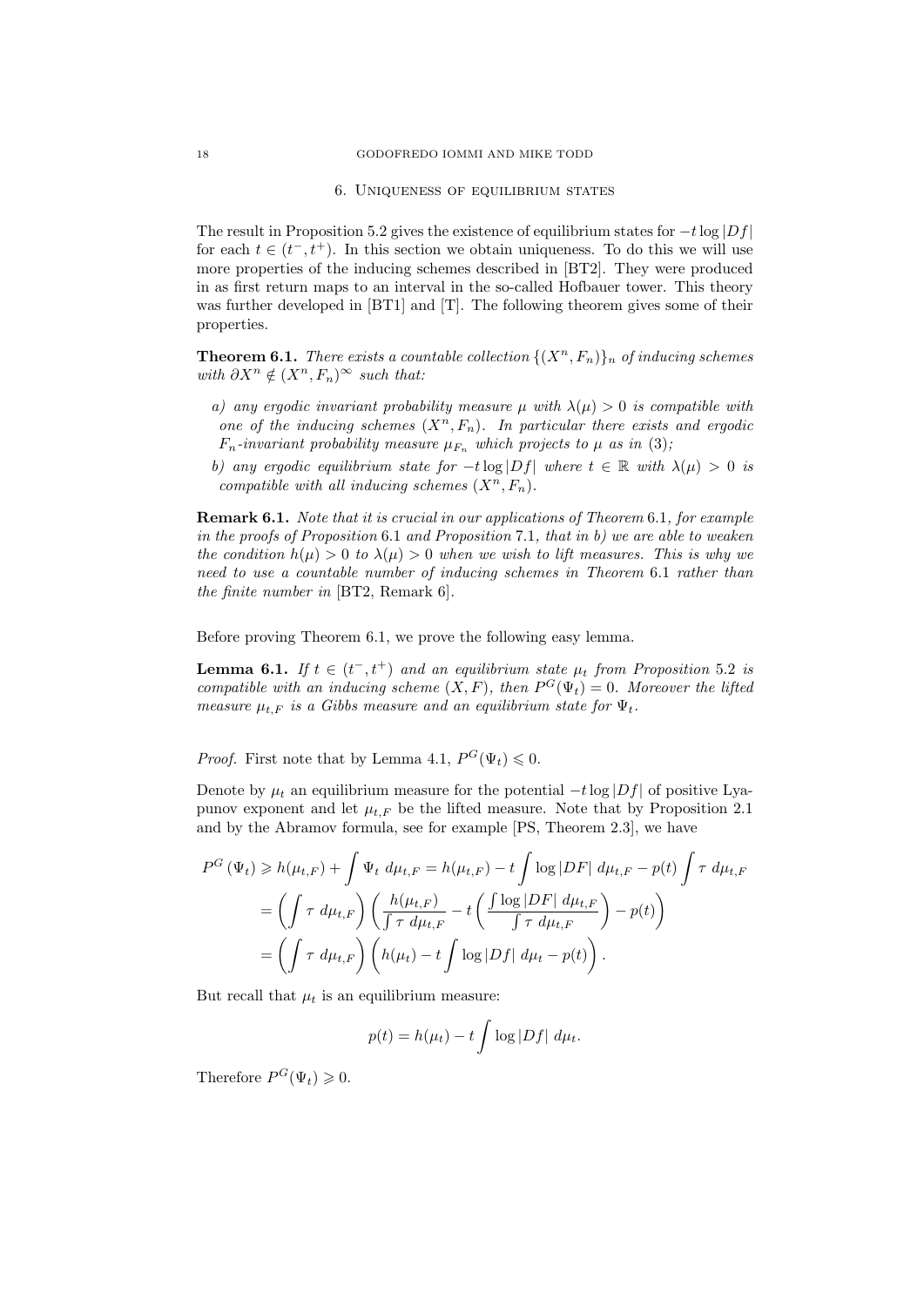## 6. Uniqueness of equilibrium states

The result in Proposition 5.2 gives the existence of equilibrium states for $-t\log|Df|$ for each $t \in (t^-, t^+)$. In this section we obtain uniqueness. To do this we will use more properties of the inducing schemes described in [BT2]. They were produced in as first return maps to an interval in the so-called Hofbauer tower. This theory was further developed in [BT1] and [T]. The following theorem gives some of their properties.

**Theorem 6.1.** *There exists a countable collection $\{(X^n, F_n)\}_n$ of inducing schemes with $\partial X^n \notin (X^n, F_n)^\infty$ such that:*

*a) any ergodic invariant probability measure $\mu$ with $\lambda(\mu) > 0$ is compatible with one of the inducing schemes $(X^n, F_n)$. In particular there exists and ergodic $F_n$-invariant probability measure $\mu_{F_n}$ which projects to $\mu$ as in (3);*

*b) any ergodic equilibrium state for $-t\log|Df|$ where $t \in \mathbb{R}$ with $\lambda(\mu) > 0$ is compatible with all inducing schemes $(X^n, F_n)$.*

**Remark 6.1.** *Note that it is crucial in our applications of Theorem 6.1, for example in the proofs of Proposition 6.1 and Proposition 7.1, that in b) we are able to weaken the condition $h(\mu) > 0$ to $\lambda(\mu) > 0$ when we wish to lift measures. This is why we need to use a countable number of inducing schemes in Theorem 6.1 rather than the finite number in* [BT2, Remark 6].

Before proving Theorem 6.1, we prove the following easy lemma.

**Lemma 6.1.** *If $t \in (t^-, t^+)$ and an equilibrium state $\mu_t$ from Proposition 5.2 is compatible with an inducing scheme $(X, F)$, then $P^G(\Psi_t) = 0$. Moreover the lifted measure $\mu_{t,F}$ is a Gibbs measure and an equilibrium state for $\Psi_t$.*

*Proof.* First note that by Lemma 4.1, $P^G(\Psi_t) \leqslant 0$.

Denote by $\mu_t$ an equilibrium measure for the potential $-t\log|Df|$ of positive Lyapunov exponent and let $\mu_{t,F}$ be the lifted measure. Note that by Proposition 2.1 and by the Abramov formula, see for example [PS, Theorem 2.3], we have

$$
\begin{aligned}
P^G(\Psi_t) &\geqslant h(\mu_{t,F}) + \int \Psi_t \, d\mu_{t,F} = h(\mu_{t,F}) - t\int \log|DF| \, d\mu_{t,F} - p(t)\int \tau \, d\mu_{t,F} \\
&= \left(\int \tau \, d\mu_{t,F}\right)\left(\frac{h(\mu_{t,F})}{\int \tau \, d\mu_{t,F}} - t\left(\frac{\int \log|DF| \, d\mu_{t,F}}{\int \tau \, d\mu_{t,F}}\right) - p(t)\right) \\
&= \left(\int \tau \, d\mu_{t,F}\right)\left(h(\mu_t) - t\int \log|Df| \, d\mu_t - p(t)\right).
\end{aligned}
$$

But recall that $\mu_t$ is an equilibrium measure:

$$
p(t) = h(\mu_t) - t\int \log|Df| \, d\mu_t.
$$

Therefore $P^G(\Psi_t) \geqslant 0$.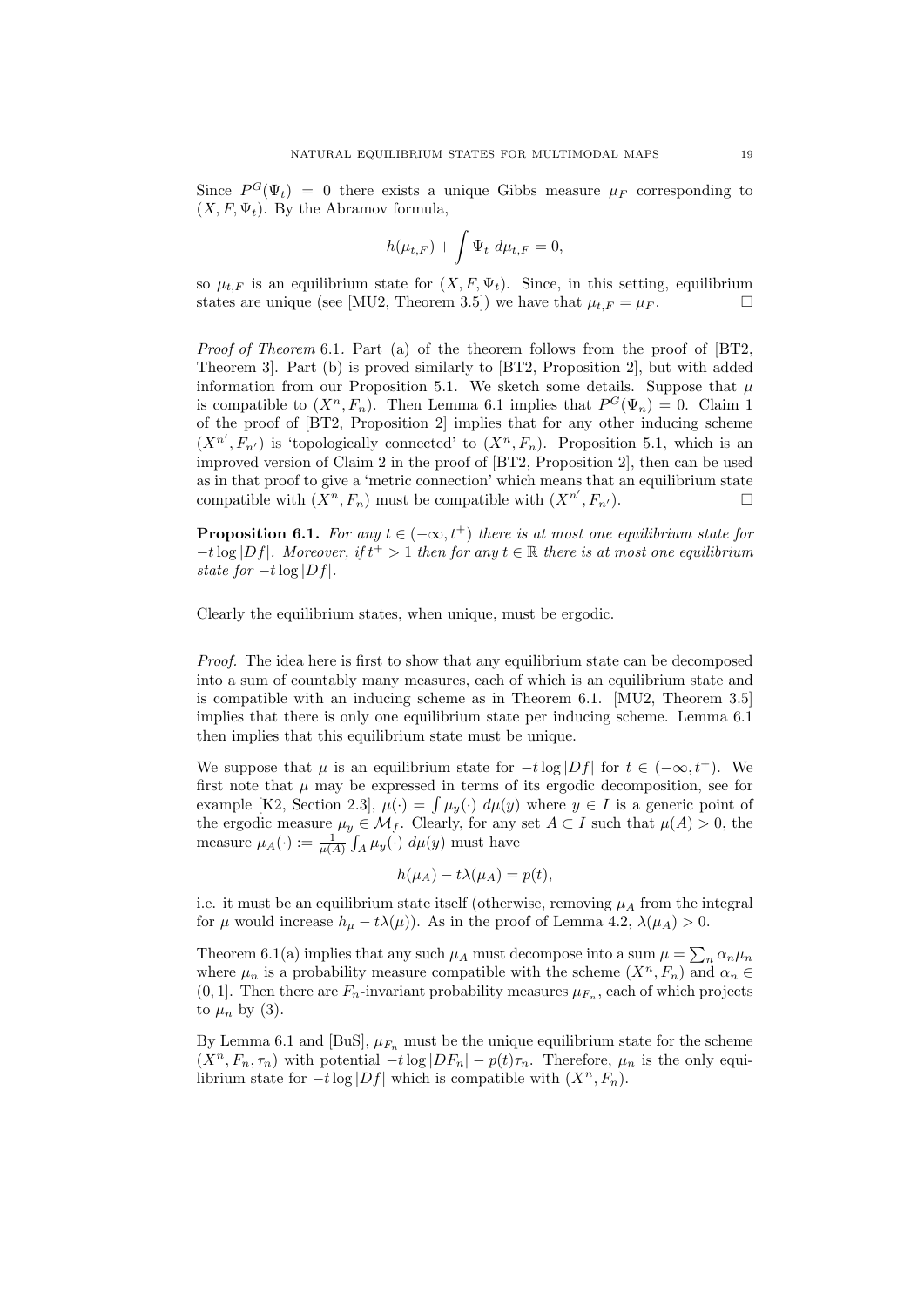Since $P^G(\Psi_t) = 0$ there exists a unique Gibbs measure $\mu_F$ corresponding to $(X, F, \Psi_t)$. By the Abramov formula,

$$h(\mu_{t,F}) + \int \Psi_t \; d\mu_{t,F} = 0,$$

so $\mu_{t,F}$ is an equilibrium state for $(X, F, \Psi_t)$. Since, in this setting, equilibrium states are unique (see [MU2, Theorem 3.5]) we have that $\mu_{t,F} = \mu_F$. □

*Proof of Theorem* 6.1. Part (a) of the theorem follows from the proof of [BT2, Theorem 3]. Part (b) is proved similarly to [BT2, Proposition 2], but with added information from our Proposition 5.1. We sketch some details. Suppose that $\mu$ is compatible to $(X^n, F_n)$. Then Lemma 6.1 implies that $P^G(\Psi_n) = 0$. Claim 1 of the proof of [BT2, Proposition 2] implies that for any other inducing scheme $(X^{n'}, F_{n'})$ is 'topologically connected' to $(X^n, F_n)$. Proposition 5.1, which is an improved version of Claim 2 in the proof of [BT2, Proposition 2], then can be used as in that proof to give a 'metric connection' which means that an equilibrium state compatible with $(X^n, F_n)$ must be compatible with $(X^{n'}, F_{n'})$. □

**Proposition 6.1.** *For any $t \in (-\infty, t^+)$ there is at most one equilibrium state for $-t \log |Df|$. Moreover, if $t^+ > 1$ then for any $t \in \mathbb{R}$ there is at most one equilibrium state for $-t \log |Df|$.*

Clearly the equilibrium states, when unique, must be ergodic.

*Proof.* The idea here is first to show that any equilibrium state can be decomposed into a sum of countably many measures, each of which is an equilibrium state and is compatible with an inducing scheme as in Theorem 6.1. [MU2, Theorem 3.5] implies that there is only one equilibrium state per inducing scheme. Lemma 6.1 then implies that this equilibrium state must be unique.

We suppose that $\mu$ is an equilibrium state for $-t \log |Df|$ for $t \in (-\infty, t^+)$. We first note that $\mu$ may be expressed in terms of its ergodic decomposition, see for example [K2, Section 2.3], $\mu(\cdot) = \int \mu_y(\cdot) \; d\mu(y)$ where $y \in I$ is a generic point of the ergodic measure $\mu_y \in \mathcal{M}_f$. Clearly, for any set $A \subset I$ such that $\mu(A) > 0$, the measure $\mu_A(\cdot) := \frac{1}{\mu(A)} \int_A \mu_y(\cdot) \; d\mu(y)$ must have

$$h(\mu_A) - t\lambda(\mu_A) = p(t),$$

i.e. it must be an equilibrium state itself (otherwise, removing $\mu_A$ from the integral for $\mu$ would increase $h_\mu - t\lambda(\mu)$). As in the proof of Lemma 4.2, $\lambda(\mu_A) > 0$.

Theorem 6.1(a) implies that any such $\mu_A$ must decompose into a sum $\mu = \sum_n \alpha_n \mu_n$ where $\mu_n$ is a probability measure compatible with the scheme $(X^n, F_n)$ and $\alpha_n \in (0, 1]$. Then there are $F_n$-invariant probability measures $\mu_{F_n}$, each of which projects to $\mu_n$ by (3).

By Lemma 6.1 and [BuS], $\mu_{F_n}$ must be the unique equilibrium state for the scheme $(X^n, F_n, \tau_n)$ with potential $-t \log |DF_n| - p(t)\tau_n$. Therefore, $\mu_n$ is the only equilibrium state for $-t \log |Df|$ which is compatible with $(X^n, F_n)$.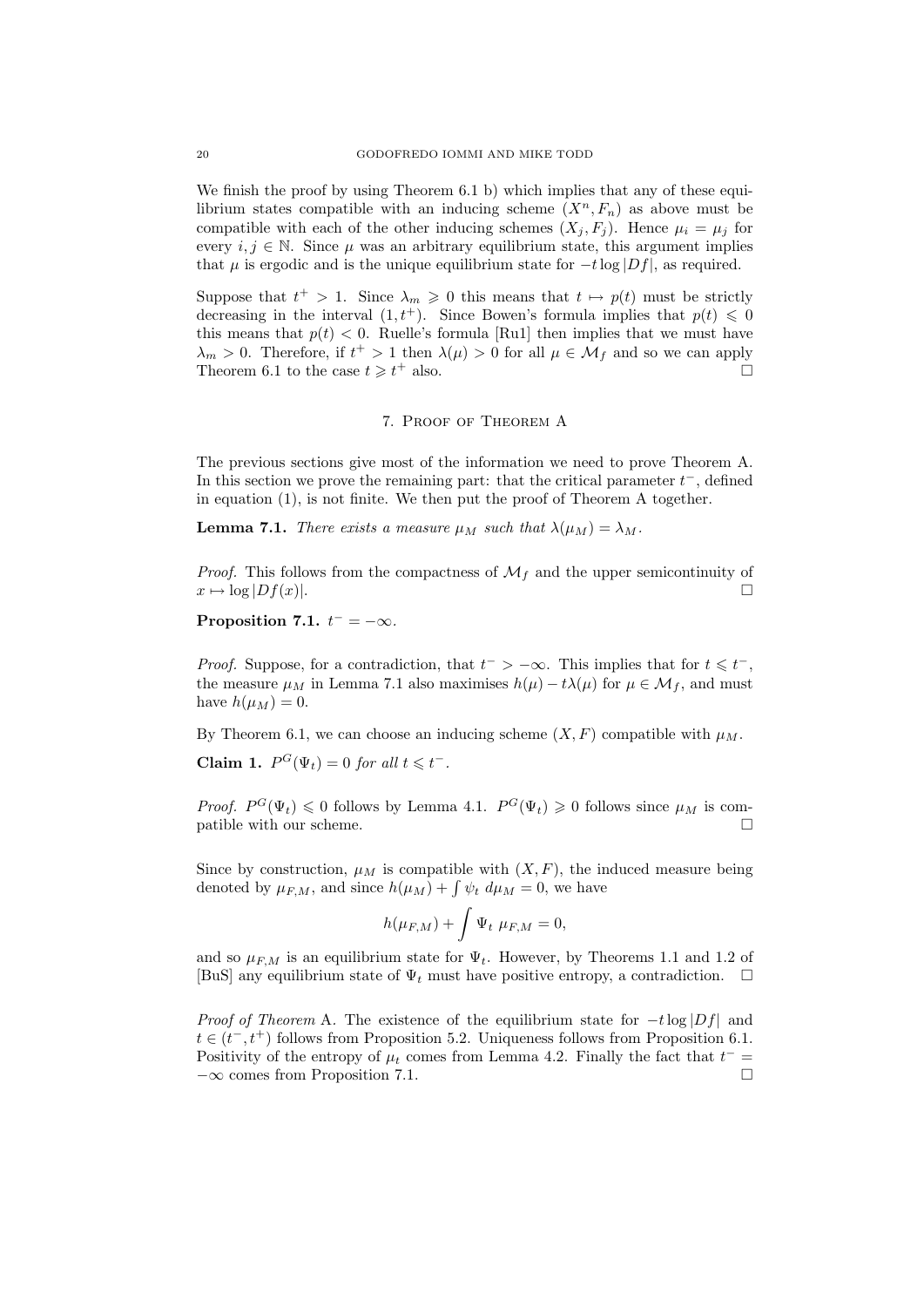We finish the proof by using Theorem 6.1 b) which implies that any of these equilibrium states compatible with an inducing scheme $(X^n, F_n)$ as above must be compatible with each of the other inducing schemes $(X_j, F_j)$. Hence $\mu_i = \mu_j$ for every $i, j \in \mathbb{N}$. Since $\mu$ was an arbitrary equilibrium state, this argument implies that $\mu$ is ergodic and is the unique equilibrium state for $-t \log |Df|$, as required.

Suppose that $t^+ > 1$. Since $\lambda_m \geqslant 0$ this means that $t \mapsto p(t)$ must be strictly decreasing in the interval $(1, t^+)$. Since Bowen's formula implies that $p(t) \leqslant 0$ this means that $p(t) < 0$. Ruelle's formula [Ru1] then implies that we must have $\lambda_m > 0$. Therefore, if $t^+ > 1$ then $\lambda(\mu) > 0$ for all $\mu \in \mathcal{M}_f$ and so we can apply Theorem 6.1 to the case $t \geqslant t^+$ also. □

## 7. Proof of Theorem A

The previous sections give most of the information we need to prove Theorem A. In this section we prove the remaining part: that the critical parameter $t^-$, defined in equation (1), is not finite. We then put the proof of Theorem A together.

**Lemma 7.1.** *There exists a measure $\mu_M$ such that $\lambda(\mu_M) = \lambda_M$.*

*Proof.* This follows from the compactness of $\mathcal{M}_f$ and the upper semicontinuity of $x \mapsto \log |Df(x)|$. □

**Proposition 7.1.** $t^- = -\infty$.

*Proof.* Suppose, for a contradiction, that $t^- > -\infty$. This implies that for $t \leqslant t^-$, the measure $\mu_M$ in Lemma 7.1 also maximises $h(\mu) - t\lambda(\mu)$ for $\mu \in \mathcal{M}_f$, and must have $h(\mu_M) = 0$.

By Theorem 6.1, we can choose an inducing scheme $(X, F)$ compatible with $\mu_M$.

**Claim 1.** *$P^G(\Psi_t) = 0$ for all $t \leqslant t^-$.*

*Proof.* $P^G(\Psi_t) \leqslant 0$ follows by Lemma 4.1. $P^G(\Psi_t) \geqslant 0$ follows since $\mu_M$ is compatible with our scheme. □

Since by construction, $\mu_M$ is compatible with $(X, F)$, the induced measure being denoted by $\mu_{F,M}$, and since $h(\mu_M) + \int \psi_t \, d\mu_M = 0$, we have

$$h(\mu_{F,M}) + \int \Psi_t \; \mu_{F,M} = 0,$$

and so $\mu_{F,M}$ is an equilibrium state for $\Psi_t$. However, by Theorems 1.1 and 1.2 of [BuS] any equilibrium state of $\Psi_t$ must have positive entropy, a contradiction. □

*Proof of Theorem* A. The existence of the equilibrium state for $-t \log |Df|$ and $t \in (t^-, t^+)$ follows from Proposition 5.2. Uniqueness follows from Proposition 6.1. Positivity of the entropy of $\mu_t$ comes from Lemma 4.2. Finally the fact that $t^- = -\infty$ comes from Proposition 7.1. □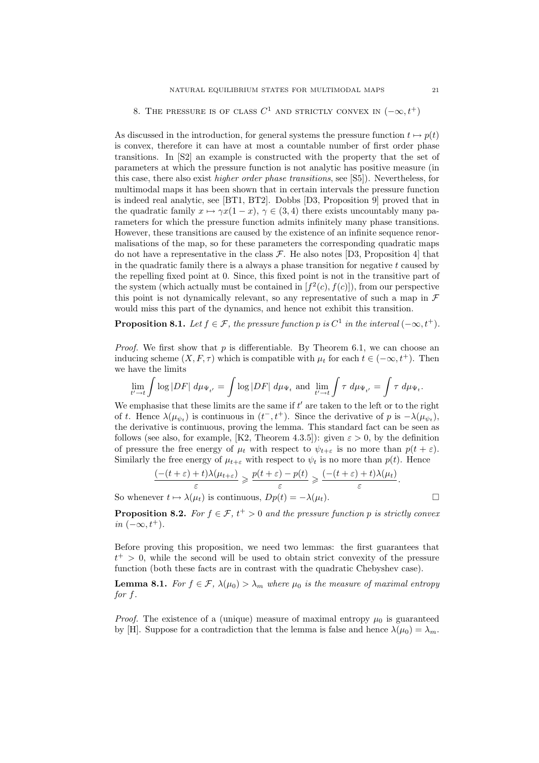## 8. The pressure is of class $C^1$ and strictly convex in $(-\infty, t^+)$

As discussed in the introduction, for general systems the pressure function $t \mapsto p(t)$ is convex, therefore it can have at most a countable number of first order phase transitions. In [S2] an example is constructed with the property that the set of parameters at which the pressure function is not analytic has positive measure (in this case, there also exist *higher order phase transitions*, see [S5]). Nevertheless, for multimodal maps it has been shown that in certain intervals the pressure function is indeed real analytic, see [BT1, BT2]. Dobbs [D3, Proposition 9] proved that in the quadratic family $x \mapsto \gamma x(1-x)$, $\gamma \in (3,4)$ there exists uncountably many parameters for which the pressure function admits infinitely many phase transitions. However, these transitions are caused by the existence of an infinite sequence renormalisations of the map, so for these parameters the corresponding quadratic maps do not have a representative in the class $\mathcal{F}$. He also notes [D3, Proposition 4] that in the quadratic family there is a always a phase transition for negative $t$ caused by the repelling fixed point at 0. Since, this fixed point is not in the transitive part of the system (which actually must be contained in $[f^2(c), f(c)]$), from our perspective this point is not dynamically relevant, so any representative of such a map in $\mathcal{F}$ would miss this part of the dynamics, and hence not exhibit this transition.

**Proposition 8.1.** *Let $f \in \mathcal{F}$, the pressure function $p$ is $C^1$ in the interval $(-\infty, t^+)$.*

*Proof.* We first show that $p$ is differentiable. By Theorem 6.1, we can choose an inducing scheme $(X, F, \tau)$ which is compatible with $\mu_t$ for each $t \in (-\infty, t^+)$. Then we have the limits

$$\lim_{t' \to t} \int \log |DF| \, d\mu_{\Psi_{t'}} = \int \log |DF| \, d\mu_{\Psi_t} \text{ and } \lim_{t' \to t} \int \tau \, d\mu_{\Psi_{t'}} = \int \tau \, d\mu_{\Psi_t}.$$

We emphasise that these limits are the same if $t'$ are taken to the left or to the right of $t$. Hence $\lambda(\mu_{\psi_t})$ is continuous in $(t^-, t^+)$. Since the derivative of $p$ is $-\lambda(\mu_{\psi_t})$, the derivative is continuous, proving the lemma. This standard fact can be seen as follows (see also, for example, [K2, Theorem 4.3.5]): given $\varepsilon > 0$, by the definition of pressure the free energy of $\mu_t$ with respect to $\psi_{t+\varepsilon}$ is no more than $p(t+\varepsilon)$. Similarly the free energy of $\mu_{t+\varepsilon}$ with respect to $\psi_t$ is no more than $p(t)$. Hence

$$\frac{(-(t+\varepsilon)+t)\lambda(\mu_{t+\varepsilon})}{\varepsilon} \geqslant \frac{p(t+\varepsilon)-p(t)}{\varepsilon} \geqslant \frac{(-(t+\varepsilon)+t)\lambda(\mu_t)}{\varepsilon}.$$

So whenever $t \mapsto \lambda(\mu_t)$ is continuous, $Dp(t) = -\lambda(\mu_t)$. □

**Proposition 8.2.** *For $f \in \mathcal{F}$, $t^+ > 0$ and the pressure function $p$ is strictly convex in $(-\infty, t^+)$.*

Before proving this proposition, we need two lemmas: the first guarantees that $t^+ > 0$, while the second will be used to obtain strict convexity of the pressure function (both these facts are in contrast with the quadratic Chebyshev case).

**Lemma 8.1.** *For $f \in \mathcal{F}$, $\lambda(\mu_0) > \lambda_m$ where $\mu_0$ is the measure of maximal entropy for $f$.*

*Proof.* The existence of a (unique) measure of maximal entropy $\mu_0$ is guaranteed by [H]. Suppose for a contradiction that the lemma is false and hence $\lambda(\mu_0) = \lambda_m$.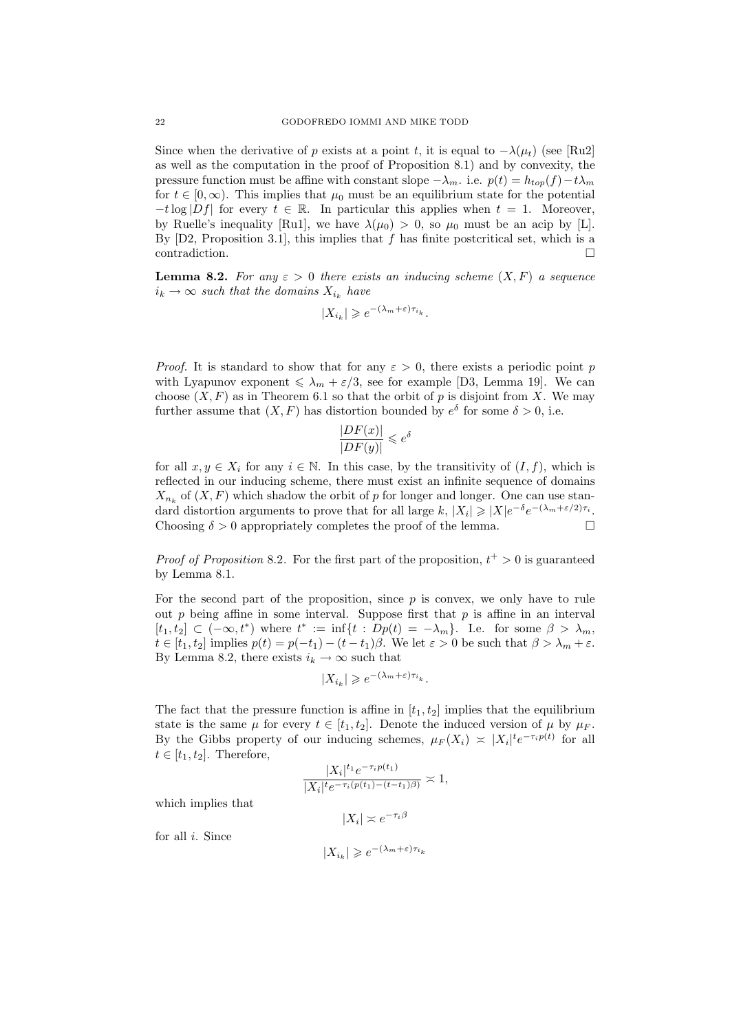Since when the derivative of $p$ exists at a point $t$, it is equal to $-\lambda(\mu_t)$ (see [Ru2] as well as the computation in the proof of Proposition 8.1) and by convexity, the pressure function must be affine with constant slope $-\lambda_m$. i.e. $p(t) = h_{top}(f) - t\lambda_m$ for $t \in [0, \infty)$. This implies that $\mu_0$ must be an equilibrium state for the potential $-t \log |Df|$ for every $t \in \mathbb{R}$. In particular this applies when $t = 1$. Moreover, by Ruelle's inequality [Ru1], we have $\lambda(\mu_0) > 0$, so $\mu_0$ must be an acip by [L]. By [D2, Proposition 3.1], this implies that $f$ has finite postcritical set, which is a contradiction. □

**Lemma 8.2.** *For any $\varepsilon > 0$ there exists an inducing scheme $(X, F)$ a sequence $i_k \to \infty$ such that the domains $X_{i_k}$ have*

$$|X_{i_k}| \geqslant e^{-(\lambda_m + \varepsilon)\tau_{i_k}}.$$

*Proof.* It is standard to show that for any $\varepsilon > 0$, there exists a periodic point $p$ with Lyapunov exponent $\leqslant \lambda_m + \varepsilon/3$, see for example [D3, Lemma 19]. We can choose $(X, F)$ as in Theorem 6.1 so that the orbit of $p$ is disjoint from $X$. We may further assume that $(X, F)$ has distortion bounded by $e^\delta$ for some $\delta > 0$, i.e.

$$\frac{|DF(x)|}{|DF(y)|} \leqslant e^\delta$$

for all $x, y \in X_i$ for any $i \in \mathbb{N}$. In this case, by the transitivity of $(I, f)$, which is reflected in our inducing scheme, there must exist an infinite sequence of domains $X_{n_k}$ of $(X, F)$ which shadow the orbit of $p$ for longer and longer. One can use standard distortion arguments to prove that for all large $k$, $|X_i| \geqslant |X| e^{-\delta} e^{-(\lambda_m + \varepsilon/2)\tau_i}$. Choosing $\delta > 0$ appropriately completes the proof of the lemma. □

*Proof of Proposition* 8.2. For the first part of the proposition, $t^+ > 0$ is guaranteed by Lemma 8.1.

For the second part of the proposition, since $p$ is convex, we only have to rule out $p$ being affine in some interval. Suppose first that $p$ is affine in an interval $[t_1, t_2] \subset (-\infty, t^*)$ where $t^* := \inf\{t : Dp(t) = -\lambda_m\}$. I.e. for some $\beta > \lambda_m$, $t \in [t_1, t_2]$ implies $p(t) = p(-t_1) - (t - t_1)\beta$. We let $\varepsilon > 0$ be such that $\beta > \lambda_m + \varepsilon$. By Lemma 8.2, there exists $i_k \to \infty$ such that

$$|X_{i_k}| \geqslant e^{-(\lambda_m + \varepsilon)\tau_{i_k}}.$$

The fact that the pressure function is affine in $[t_1, t_2]$ implies that the equilibrium state is the same $\mu$ for every $t \in [t_1, t_2]$. Denote the induced version of $\mu$ by $\mu_F$. By the Gibbs property of our inducing schemes, $\mu_F(X_i) \asymp |X_i|^t e^{-\tau_i p(t)}$ for all $t \in [t_1, t_2]$. Therefore,

$$\frac{|X_i|^{t_1} e^{-\tau_i p(t_1)}}{|X_i|^t e^{-\tau_i (p(t_1) - (t - t_1)\beta)}} \asymp 1,$$

which implies that

$$|X_i| \asymp e^{-\tau_i \beta}$$

for all $i$. Since

$$|X_{i_k}| \geqslant e^{-(\lambda_m + \varepsilon)\tau_{i_k}}$$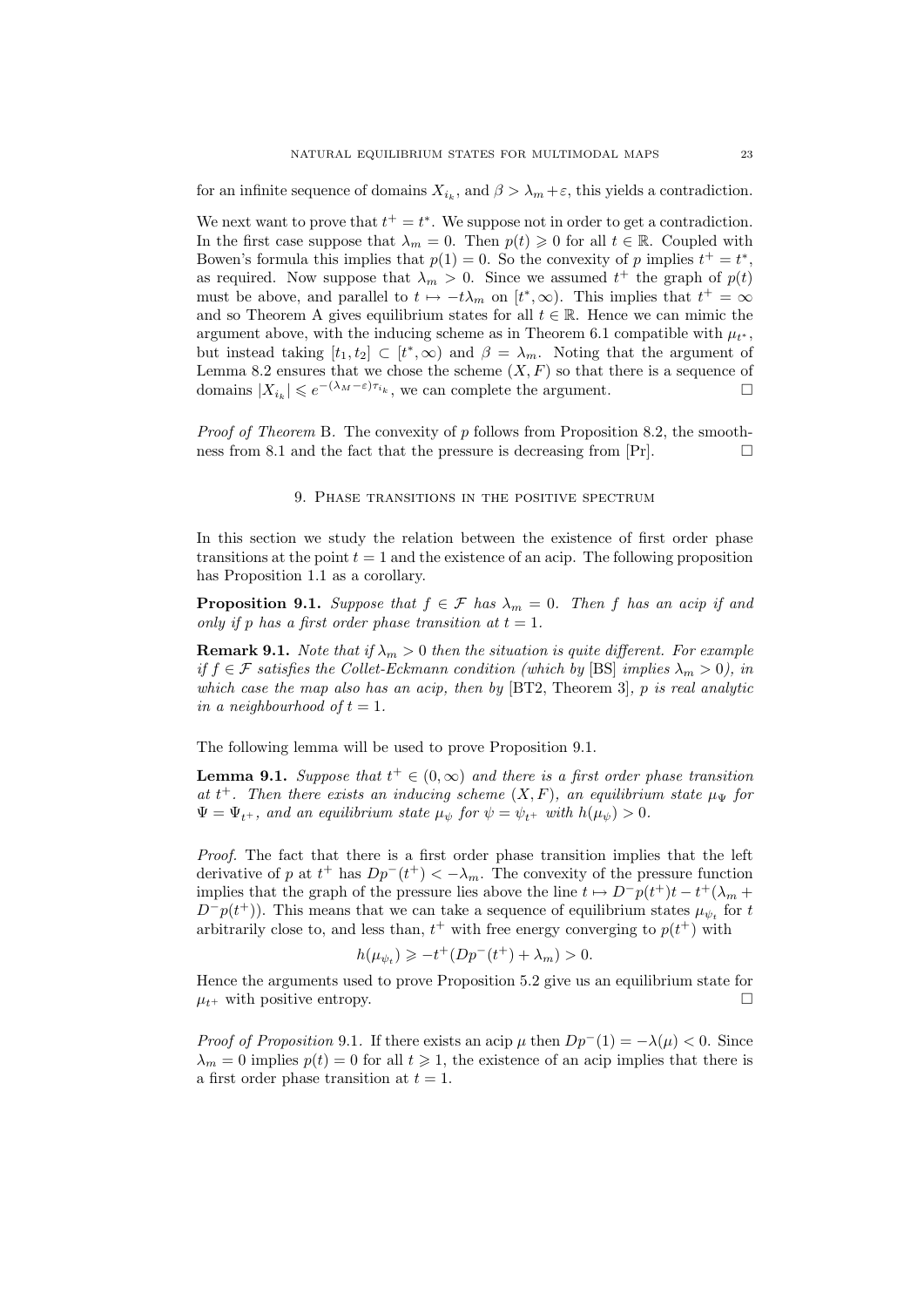for an infinite sequence of domains $X_{i_k}$, and $\beta > \lambda_m + \varepsilon$, this yields a contradiction.

We next want to prove that $t^+ = t^*$. We suppose not in order to get a contradiction. In the first case suppose that $\lambda_m = 0$. Then $p(t) \geqslant 0$ for all $t \in \mathbb{R}$. Coupled with Bowen's formula this implies that $p(1) = 0$. So the convexity of $p$ implies $t^+ = t^*$, as required. Now suppose that $\lambda_m > 0$. Since we assumed $t^+$ the graph of $p(t)$ must be above, and parallel to $t \mapsto -t\lambda_m$ on $[t^*, \infty)$. This implies that $t^+ = \infty$ and so Theorem A gives equilibrium states for all $t \in \mathbb{R}$. Hence we can mimic the argument above, with the inducing scheme as in Theorem 6.1 compatible with $\mu_{t^*}$, but instead taking $[t_1, t_2] \subset [t^*, \infty)$ and $\beta = \lambda_m$. Noting that the argument of Lemma 8.2 ensures that we chose the scheme $(X, F)$ so that there is a sequence of domains $|X_{i_k}| \leqslant e^{-(\lambda_M - \varepsilon)\tau_{i_k}}$, we can complete the argument. □

*Proof of Theorem* B. The convexity of $p$ follows from Proposition 8.2, the smoothness from 8.1 and the fact that the pressure is decreasing from [Pr]. □

## 9. Phase transitions in the positive spectrum

In this section we study the relation between the existence of first order phase transitions at the point $t = 1$ and the existence of an acip. The following proposition has Proposition 1.1 as a corollary.

**Proposition 9.1.** *Suppose that $f \in \mathcal{F}$ has $\lambda_m = 0$. Then $f$ has an acip if and only if $p$ has a first order phase transition at $t = 1$.*

**Remark 9.1.** *Note that if $\lambda_m > 0$ then the situation is quite different. For example if $f \in \mathcal{F}$ satisfies the Collet-Eckmann condition (which by* [BS] *implies $\lambda_m > 0$), in which case the map also has an acip, then by* [BT2, Theorem 3]*, $p$ is real analytic in a neighbourhood of $t = 1$.*

The following lemma will be used to prove Proposition 9.1.

**Lemma 9.1.** *Suppose that $t^+ \in (0, \infty)$ and there is a first order phase transition at $t^+$. Then there exists an inducing scheme $(X, F)$, an equilibrium state $\mu_\Psi$ for $\Psi = \Psi_{t^+}$, and an equilibrium state $\mu_\psi$ for $\psi = \psi_{t^+}$ with $h(\mu_\psi) > 0$.*

*Proof.* The fact that there is a first order phase transition implies that the left derivative of $p$ at $t^+$ has $Dp^-(t^+) < -\lambda_m$. The convexity of the pressure function implies that the graph of the pressure lies above the line $t \mapsto D^-p(t^+)t - t^+(\lambda_m + D^-p(t^+))$. This means that we can take a sequence of equilibrium states $\mu_{\psi_t}$ for $t$ arbitrarily close to, and less than, $t^+$ with free energy converging to $p(t^+)$ with

$$h(\mu_{\psi_t}) \geqslant -t^+(Dp^-(t^+) + \lambda_m) > 0.$$

Hence the arguments used to prove Proposition 5.2 give us an equilibrium state for $\mu_{t^+}$ with positive entropy. □

*Proof of Proposition* 9.1. If there exists an acip $\mu$ then $Dp^-(1) = -\lambda(\mu) < 0$. Since $\lambda_m = 0$ implies $p(t) = 0$ for all $t \geqslant 1$, the existence of an acip implies that there is a first order phase transition at $t = 1$.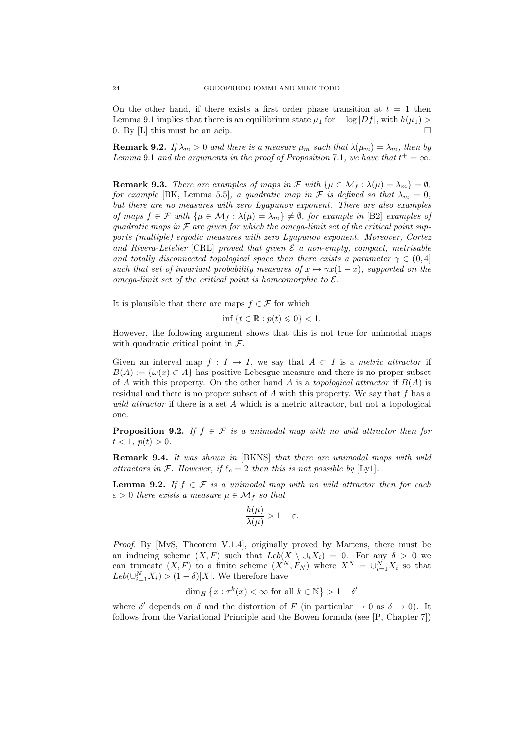On the other hand, if there exists a first order phase transition at $t = 1$ then Lemma 9.1 implies that there is an equilibrium state $\mu_1$ for $-\log |Df|$, with $h(\mu_1) > 0$. By [L] this must be an acip. $\square$

**Remark 9.2.** *If $\lambda_m > 0$ and there is a measure $\mu_m$ such that $\lambda(\mu_m) = \lambda_m$, then by Lemma 9.1 and the arguments in the proof of Proposition 7.1, we have that $t^+ = \infty$.*

**Remark 9.3.** *There are examples of maps in $\mathcal{F}$ with $\{\mu \in \mathcal{M}_f : \lambda(\mu) = \lambda_m\} = \emptyset$, for example [BK, Lemma 5.5], a quadratic map in $\mathcal{F}$ is defined so that $\lambda_m = 0$, but there are no measures with zero Lyapunov exponent. There are also examples of maps $f \in \mathcal{F}$ with $\{\mu \in \mathcal{M}_f : \lambda(\mu) = \lambda_m\} \neq \emptyset$, for example in [B2] examples of quadratic maps in $\mathcal{F}$ are given for which the omega-limit set of the critical point supports (multiple) ergodic measures with zero Lyapunov exponent. Moreover, Cortez and Rivera-Letelier [CRL] proved that given $\mathcal{E}$ a non-empty, compact, metrisable and totally disconnected topological space then there exists a parameter $\gamma \in (0, 4]$ such that set of invariant probability measures of $x \mapsto \gamma x(1-x)$, supported on the omega-limit set of the critical point is homeomorphic to $\mathcal{E}$.*

It is plausible that there are maps $f \in \mathcal{F}$ for which

$$\inf \{t \in \mathbb{R} : p(t) \leqslant 0\} < 1.$$

However, the following argument shows that this is not true for unimodal maps with quadratic critical point in $\mathcal{F}$.

Given an interval map $f : I \to I$, we say that $A \subset I$ is a *metric attractor* if $B(A) := \{\omega(x) \subset A\}$ has positive Lebesgue measure and there is no proper subset of $A$ with this property. On the other hand $A$ is a *topological attractor* if $B(A)$ is residual and there is no proper subset of $A$ with this property. We say that $f$ has a *wild attractor* if there is a set $A$ which is a metric attractor, but not a topological one.

**Proposition 9.2.** *If $f \in \mathcal{F}$ is a unimodal map with no wild attractor then for $t < 1$, $p(t) > 0$.*

**Remark 9.4.** *It was shown in [BKNS] that there are unimodal maps with wild attractors in $\mathcal{F}$. However, if $\ell_c = 2$ then this is not possible by [Ly1].*

**Lemma 9.2.** *If $f \in \mathcal{F}$ is a unimodal map with no wild attractor then for each $\varepsilon > 0$ there exists a measure $\mu \in \mathcal{M}_f$ so that*

$$\frac{h(\mu)}{\lambda(\mu)} > 1 - \varepsilon.$$

*Proof.* By [MvS, Theorem V.1.4], originally proved by Martens, there must be an inducing scheme $(X, F)$ such that $Leb(X \setminus \cup_i X_i) = 0$. For any $\delta > 0$ we can truncate $(X, F)$ to a finite scheme $(X^N, F_N)$ where $X^N = \cup_{i=1}^N X_i$ so that $Leb(\cup_{i=1}^N X_i) > (1-\delta)|X|$. We therefore have

$$\dim_H \left\{x : \tau^k(x) < \infty \text{ for all } k \in \mathbb{N}\right\} > 1 - \delta'$$

where $\delta'$ depends on $\delta$ and the distortion of $F$ (in particular $\to 0$ as $\delta \to 0$). It follows from the Variational Principle and the Bowen formula (see [P, Chapter 7])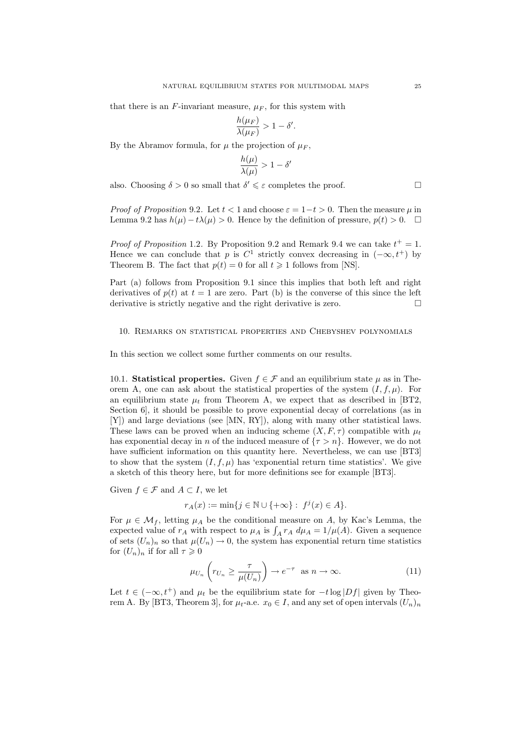that there is an $F$-invariant measure, $\mu_F$, for this system with

$$\frac{h(\mu_F)}{\lambda(\mu_F)} > 1 - \delta'.$$

By the Abramov formula, for $\mu$ the projection of $\mu_F$,

$$\frac{h(\mu)}{\lambda(\mu)} > 1 - \delta'$$

also. Choosing $\delta > 0$ so small that $\delta' \leqslant \varepsilon$ completes the proof. □

*Proof of Proposition* 9.2. Let $t < 1$ and choose $\varepsilon = 1 - t > 0$. Then the measure $\mu$ in Lemma 9.2 has $h(\mu) - t\lambda(\mu) > 0$. Hence by the definition of pressure, $p(t) > 0$. □

*Proof of Proposition* 1.2. By Proposition 9.2 and Remark 9.4 we can take $t^+ = 1$. Hence we can conclude that $p$ is $C^1$ strictly convex decreasing in $(-\infty, t^+)$ by Theorem B. The fact that $p(t) = 0$ for all $t \geqslant 1$ follows from [NS].

Part (a) follows from Proposition 9.1 since this implies that both left and right derivatives of $p(t)$ at $t = 1$ are zero. Part (b) is the converse of this since the left derivative is strictly negative and the right derivative is zero. □

## 10. Remarks on statistical properties and Chebyshev polynomials

In this section we collect some further comments on our results.

**10.1. Statistical properties.** Given $f \in \mathcal{F}$ and an equilibrium state $\mu$ as in Theorem A, one can ask about the statistical properties of the system $(I, f, \mu)$. For an equilibrium state $\mu_t$ from Theorem A, we expect that as described in [BT2, Section 6], it should be possible to prove exponential decay of correlations (as in [Y]) and large deviations (see [MN, RY]), along with many other statistical laws. These laws can be proved when an inducing scheme $(X, F, \tau)$ compatible with $\mu_t$ has exponential decay in $n$ of the induced measure of $\{\tau > n\}$. However, we do not have sufficient information on this quantity here. Nevertheless, we can use [BT3] to show that the system $(I, f, \mu)$ has 'exponential return time statistics'. We give a sketch of this theory here, but for more definitions see for example [BT3].

Given $f \in \mathcal{F}$ and $A \subset I$, we let

$$r_A(x) := \min\{j \in \mathbb{N} \cup \{+\infty\} : \ f^j(x) \in A\}.$$

For $\mu \in \mathcal{M}_f$, letting $\mu_A$ be the conditional measure on $A$, by Kac's Lemma, the expected value of $r_A$ with respect to $\mu_A$ is $\int_A r_A \ d\mu_A = 1/\mu(A)$. Given a sequence of sets $(U_n)_n$ so that $\mu(U_n) \to 0$, the system has exponential return time statistics for $(U_n)_n$ if for all $\tau \geqslant 0$

$$\mu_{U_n}\left(r_{U_n} \geq \frac{\tau}{\mu(U_n)}\right) \to e^{-\tau} \ \text{ as } n \to \infty. \tag{11}$$

Let $t \in (-\infty, t^+)$ and $\mu_t$ be the equilibrium state for $-t\log|Df|$ given by Theorem A. By [BT3, Theorem 3], for $\mu_t$-a.e. $x_0 \in I$, and any set of open intervals $(U_n)_n$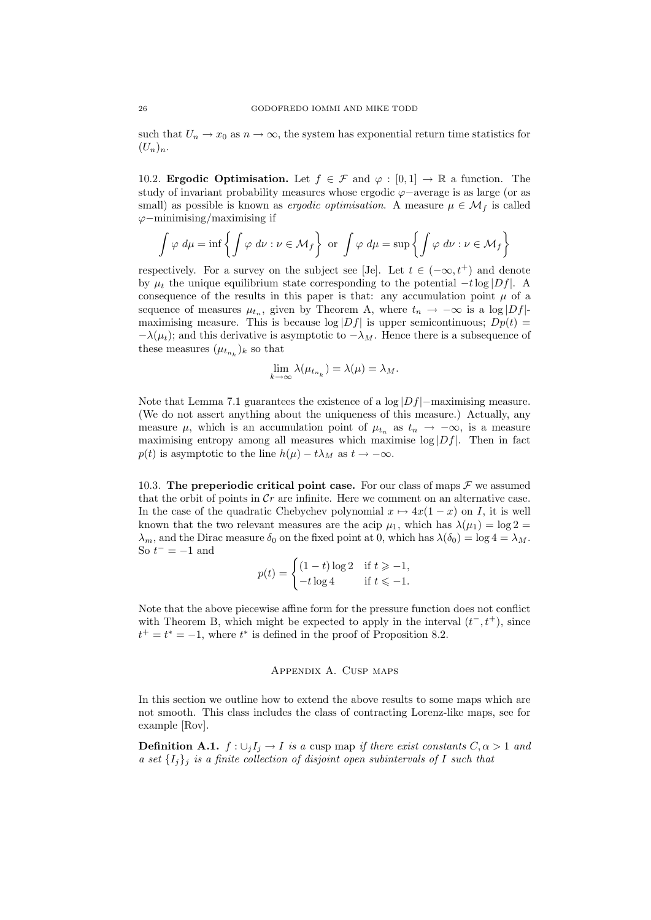such that $U_n \to x_0$ as $n \to \infty$, the system has exponential return time statistics for $(U_n)_n$.

### 10.2. Ergodic Optimisation.

Let $f \in \mathcal{F}$ and $\varphi : [0,1] \to \mathbb{R}$ a function. The study of invariant probability measures whose ergodic $\varphi-$average is as large (or as small) as possible is known as *ergodic optimisation*. A measure $\mu \in \mathcal{M}_f$ is called $\varphi-$minimising/maximising if

$$\int \varphi \, d\mu = \inf \left\{ \int \varphi \, d\nu : \nu \in \mathcal{M}_f \right\} \text{ or } \int \varphi \, d\mu = \sup \left\{ \int \varphi \, d\nu : \nu \in \mathcal{M}_f \right\}$$

respectively. For a survey on the subject see [Je]. Let $t \in (-\infty, t^+)$ and denote by $\mu_t$ the unique equilibrium state corresponding to the potential $-t \log |Df|$. A consequence of the results in this paper is that: any accumulation point $\mu$ of a sequence of measures $\mu_{t_n}$, given by Theorem A, where $t_n \to -\infty$ is a $\log |Df|$-maximising measure. This is because $\log |Df|$ is upper semicontinuous; $Dp(t) = -\lambda(\mu_t)$; and this derivative is asymptotic to $-\lambda_M$. Hence there is a subsequence of these measures $(\mu_{t_{n_k}})_k$ so that

$$\lim_{k \to \infty} \lambda(\mu_{t_{n_k}}) = \lambda(\mu) = \lambda_M.$$

Note that Lemma 7.1 guarantees the existence of a $\log |Df|-$maximising measure. (We do not assert anything about the uniqueness of this measure.) Actually, any measure $\mu$, which is an accumulation point of $\mu_{t_n}$ as $t_n \to -\infty$, is a measure maximising entropy among all measures which maximise $\log |Df|$. Then in fact $p(t)$ is asymptotic to the line $h(\mu) - t\lambda_M$ as $t \to -\infty$.

### 10.3. The preperiodic critical point case.

For our class of maps $\mathcal{F}$ we assumed that the orbit of points in $\mathcal{C}r$ are infinite. Here we comment on an alternative case. In the case of the quadratic Chebychev polynomial $x \mapsto 4x(1-x)$ on $I$, it is well known that the two relevant measures are the acip $\mu_1$, which has $\lambda(\mu_1) = \log 2 = \lambda_m$, and the Dirac measure $\delta_0$ on the fixed point at 0, which has $\lambda(\delta_0) = \log 4 = \lambda_M$. So $t^- = -1$ and

$$p(t) = \begin{cases} (1-t) \log 2 & \text{if } t \geqslant -1, \\ -t \log 4 & \text{if } t \leqslant -1. \end{cases}$$

Note that the above piecewise affine form for the pressure function does not conflict with Theorem B, which might be expected to apply in the interval $(t^-, t^+)$, since $t^+ = t^* = -1$, where $t^*$ is defined in the proof of Proposition 8.2.

## Appendix A. Cusp maps

In this section we outline how to extend the above results to some maps which are not smooth. This class includes the class of contracting Lorenz-like maps, see for example [Rov].

**Definition A.1.** *$f : \cup_j I_j \to I$ is a* cusp map *if there exist constants $C, \alpha > 1$ and a set $\{I_j\}_j$ is a finite collection of disjoint open subintervals of $I$ such that*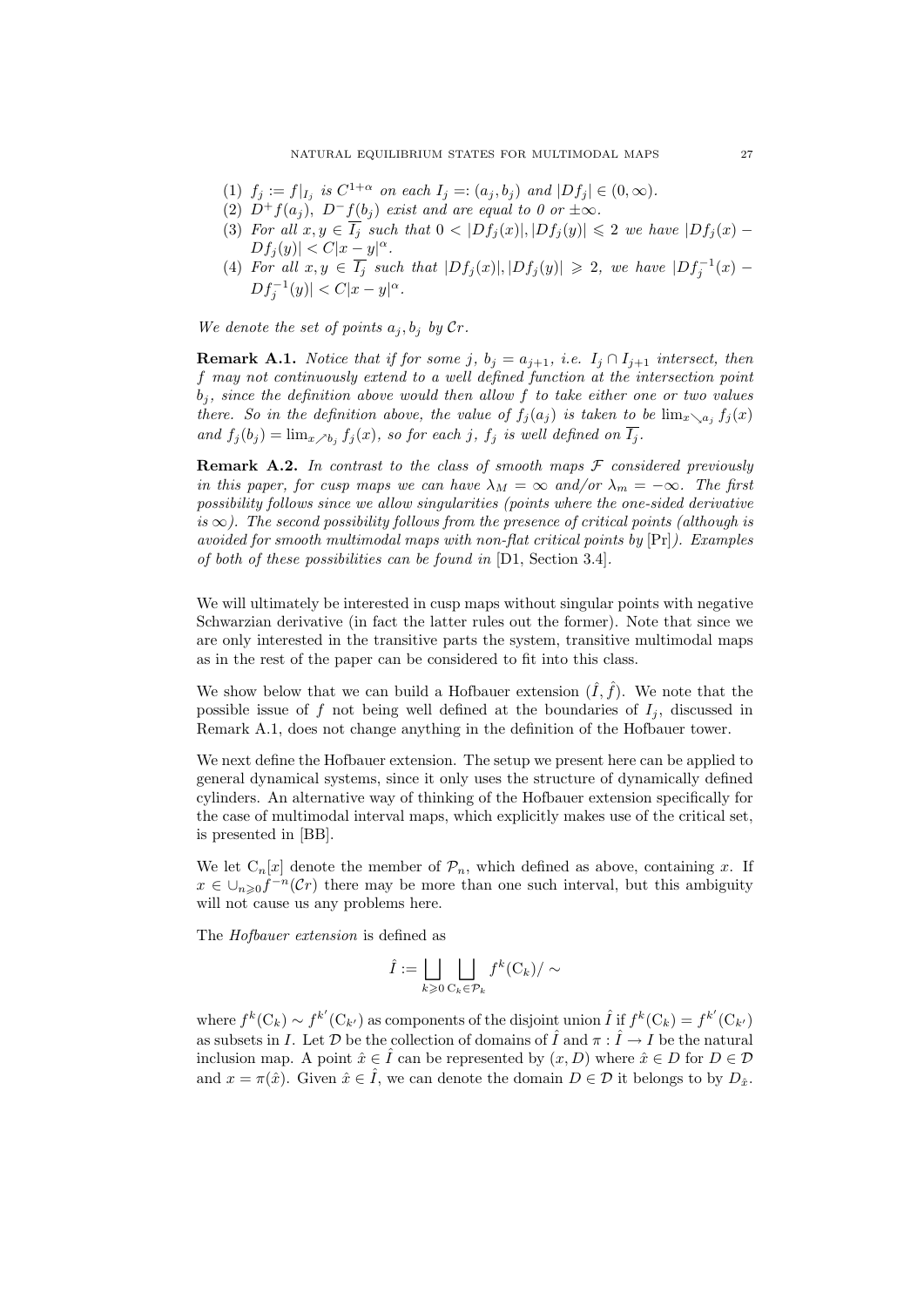(1) $f_j := f|_{I_j}$ is $C^{1+\alpha}$ on each $I_j =: (a_j, b_j)$ and $|Df_j| \in (0, \infty)$.
(2) $D^+ f(a_j)$, $D^- f(b_j)$ exist and are equal to 0 or $\pm\infty$.
(3) For all $x, y \in \overline{I_j}$ such that $0 < |Df_j(x)|, |Df_j(y)| \leqslant 2$ we have $|Df_j(x) - Df_j(y)| < C|x - y|^\alpha$.
(4) For all $x, y \in \overline{I_j}$ such that $|Df_j(x)|, |Df_j(y)| \geqslant 2$, we have $|Df_j^{-1}(x) - Df_j^{-1}(y)| < C|x - y|^\alpha$.

*We denote the set of points $a_j, b_j$ by $\mathcal{C}r$.*

**Remark A.1.** *Notice that if for some $j$, $b_j = a_{j+1}$, i.e. $I_j \cap I_{j+1}$ intersect, then $f$ may not continuously extend to a well defined function at the intersection point $b_j$, since the definition above would then allow $f$ to take either one or two values there. So in the definition above, the value of $f_j(a_j)$ is taken to be $\lim_{x \searrow a_j} f_j(x)$ and $f_j(b_j) = \lim_{x \nearrow b_j} f_j(x)$, so for each $j$, $f_j$ is well defined on $\overline{I_j}$.*

**Remark A.2.** *In contrast to the class of smooth maps $\mathcal{F}$ considered previously in this paper, for cusp maps we can have $\lambda_M = \infty$ and/or $\lambda_m = -\infty$. The first possibility follows since we allow singularities (points where the one-sided derivative is $\infty$). The second possibility follows from the presence of critical points (although is avoided for smooth multimodal maps with non-flat critical points by* [Pr]*). Examples of both of these possibilities can be found in* [D1, Section 3.4].

We will ultimately be interested in cusp maps without singular points with negative Schwarzian derivative (in fact the latter rules out the former). Note that since we are only interested in the transitive parts the system, transitive multimodal maps as in the rest of the paper can be considered to fit into this class.

We show below that we can build a Hofbauer extension $(\hat{I}, \hat{f})$. We note that the possible issue of $f$ not being well defined at the boundaries of $I_j$, discussed in Remark A.1, does not change anything in the definition of the Hofbauer tower.

We next define the Hofbauer extension. The setup we present here can be applied to general dynamical systems, since it only uses the structure of dynamically defined cylinders. An alternative way of thinking of the Hofbauer extension specifically for the case of multimodal interval maps, which explicitly makes use of the critical set, is presented in [BB].

We let $\mathrm{C}_n[x]$ denote the member of $\mathcal{P}_n$, which defined as above, containing $x$. If $x \in \cup_{n \geqslant 0} f^{-n}(\mathcal{C}r)$ there may be more than one such interval, but this ambiguity will not cause us any problems here.

The *Hofbauer extension* is defined as

$$\hat{I} := \bigsqcup_{k \geqslant 0} \bigsqcup_{\mathrm{C}_k \in \mathcal{P}_k} f^k(\mathrm{C}_k) / \sim$$

where $f^k(\mathrm{C}_k) \sim f^{k'}(\mathrm{C}_{k'})$ as components of the disjoint union $\hat{I}$ if $f^k(\mathrm{C}_k) = f^{k'}(\mathrm{C}_{k'})$ as subsets in $I$. Let $\mathcal{D}$ be the collection of domains of $\hat{I}$ and $\pi : \hat{I} \to I$ be the natural inclusion map. A point $\hat{x} \in \hat{I}$ can be represented by $(x, D)$ where $\hat{x} \in D$ for $D \in \mathcal{D}$ and $x = \pi(\hat{x})$. Given $\hat{x} \in \hat{I}$, we can denote the domain $D \in \mathcal{D}$ it belongs to by $D_{\hat{x}}$.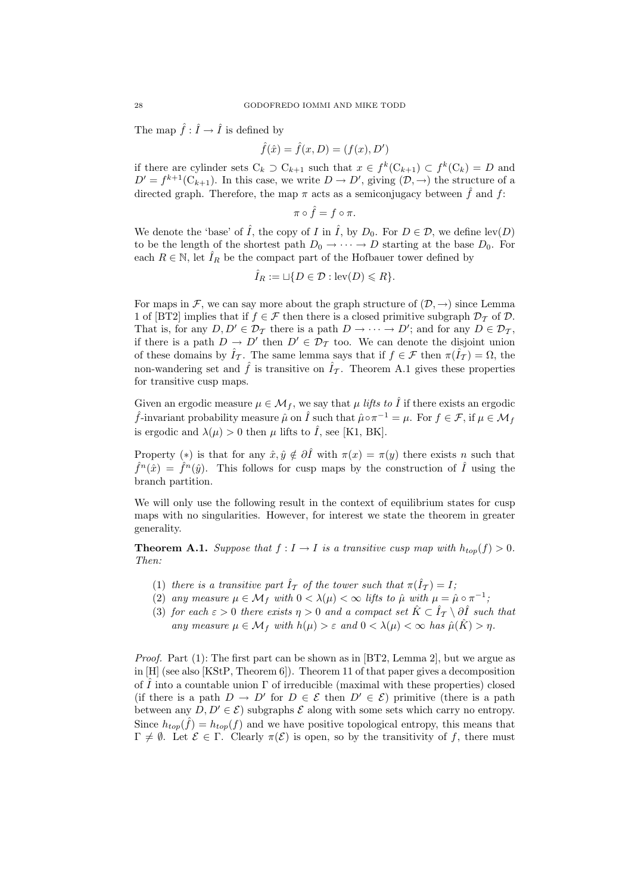The map $\hat{f} : \hat{I} \to \hat{I}$ is defined by

$$\hat{f}(\hat{x}) = \hat{f}(x, D) = (f(x), D')$$

if there are cylinder sets $\mathrm{C}_k \supset \mathrm{C}_{k+1}$ such that $x \in f^k(\mathrm{C}_{k+1}) \subset f^k(\mathrm{C}_k) = D$ and $D' = f^{k+1}(\mathrm{C}_{k+1})$. In this case, we write $D \to D'$, giving $(\mathcal{D}, \to)$ the structure of a directed graph. Therefore, the map $\pi$ acts as a semiconjugacy between $\hat{f}$ and $f$:

$$\pi \circ \hat{f} = f \circ \pi.$$

We denote the 'base' of $\hat{I}$, the copy of $I$ in $\hat{I}$, by $D_0$. For $D \in \mathcal{D}$, we define $\mathrm{lev}(D)$ to be the length of the shortest path $D_0 \to \cdots \to D$ starting at the base $D_0$. For each $R \in \mathbb{N}$, let $\hat{I}_R$ be the compact part of the Hofbauer tower defined by

$$\hat{I}_R := \sqcup\{D \in \mathcal{D} : \mathrm{lev}(D) \leqslant R\}.$$

For maps in $\mathcal{F}$, we can say more about the graph structure of $(\mathcal{D}, \to)$ since Lemma 1 of [BT2] implies that if $f \in \mathcal{F}$ then there is a closed primitive subgraph $\mathcal{D}_{\mathcal{T}}$ of $\mathcal{D}$. That is, for any $D, D' \in \mathcal{D}_{\mathcal{T}}$ there is a path $D \to \cdots \to D'$; and for any $D \in \mathcal{D}_{\mathcal{T}}$, if there is a path $D \to D'$ then $D' \in \mathcal{D}_{\mathcal{T}}$ too. We can denote the disjoint union of these domains by $\hat{I}_{\mathcal{T}}$. The same lemma says that if $f \in \mathcal{F}$ then $\pi(\hat{I}_{\mathcal{T}}) = \Omega$, the non-wandering set and $\hat{f}$ is transitive on $\hat{I}_{\mathcal{T}}$. Theorem A.1 gives these properties for transitive cusp maps.

Given an ergodic measure $\mu \in \mathcal{M}_f$, we say that $\mu$ *lifts to* $\hat{I}$ if there exists an ergodic $\hat{f}$-invariant probability measure $\hat{\mu}$ on $\hat{I}$ such that $\hat{\mu} \circ \pi^{-1} = \mu$. For $f \in \mathcal{F}$, if $\mu \in \mathcal{M}_f$ is ergodic and $\lambda(\mu) > 0$ then $\mu$ lifts to $\hat{I}$, see [K1, BK].

Property $(*)$ is that for any $\hat{x}, \hat{y} \notin \partial \hat{I}$ with $\pi(x) = \pi(y)$ there exists $n$ such that $\hat{f}^n(\hat{x}) = \hat{f}^n(\hat{y})$. This follows for cusp maps by the construction of $\hat{I}$ using the branch partition.

We will only use the following result in the context of equilibrium states for cusp maps with no singularities. However, for interest we state the theorem in greater generality.

**Theorem A.1.** *Suppose that $f : I \to I$ is a transitive cusp map with $h_{top}(f) > 0$. Then:*

1. *there is a transitive part $\hat{I}_{\mathcal{T}}$ of the tower such that $\pi(\hat{I}_{\mathcal{T}}) = I$;*
2. *any measure $\mu \in \mathcal{M}_f$ with $0 < \lambda(\mu) < \infty$ lifts to $\hat{\mu}$ with $\mu = \hat{\mu} \circ \pi^{-1}$;*
3. *for each $\varepsilon > 0$ there exists $\eta > 0$ and a compact set $\hat{K} \subset \hat{I}_{\mathcal{T}} \setminus \partial \hat{I}$ such that any measure $\mu \in \mathcal{M}_f$ with $h(\mu) > \varepsilon$ and $0 < \lambda(\mu) < \infty$ has $\hat{\mu}(\hat{K}) > \eta$.*

*Proof.* Part (1): The first part can be shown as in [BT2, Lemma 2], but we argue as in [H] (see also [KStP, Theorem 6]). Theorem 11 of that paper gives a decomposition of $\hat{I}$ into a countable union $\Gamma$ of irreducible (maximal with these properties) closed (if there is a path $D \to D'$ for $D \in \mathcal{E}$ then $D' \in \mathcal{E}$) primitive (there is a path between any $D, D' \in \mathcal{E}$) subgraphs $\mathcal{E}$ along with some sets which carry no entropy. Since $h_{top}(\hat{f}) = h_{top}(f)$ and we have positive topological entropy, this means that $\Gamma \neq \emptyset$. Let $\mathcal{E} \in \Gamma$. Clearly $\pi(\mathcal{E})$ is open, so by the transitivity of $f$, there must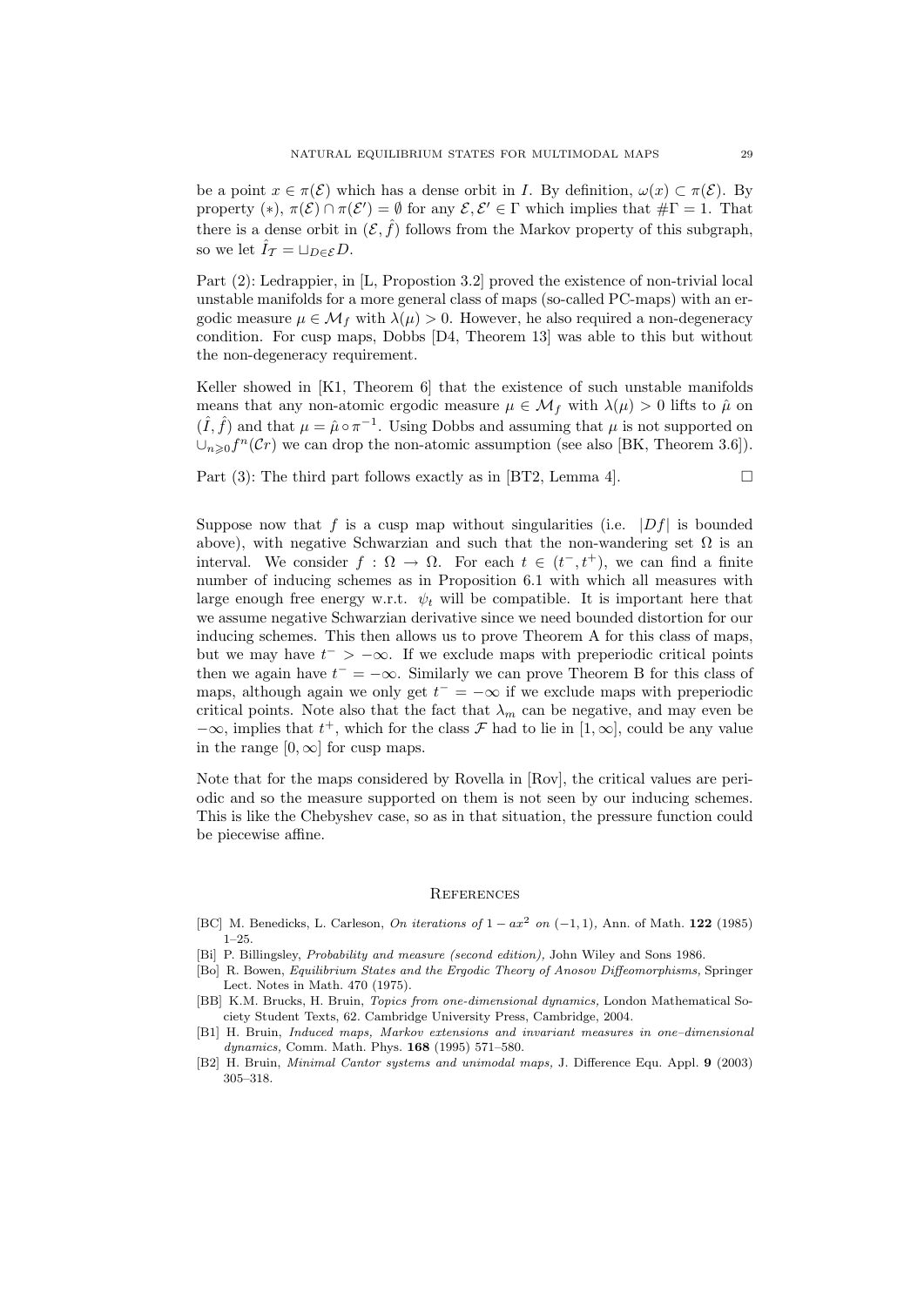be a point $x \in \pi(\mathcal{E})$ which has a dense orbit in $I$. By definition, $\omega(x) \subset \pi(\mathcal{E})$. By property $(*)$, $\pi(\mathcal{E}) \cap \pi(\mathcal{E}') = \emptyset$ for any $\mathcal{E}, \mathcal{E}' \in \Gamma$ which implies that $\#\Gamma = 1$. That there is a dense orbit in $(\mathcal{E}, \hat{f})$ follows from the Markov property of this subgraph, so we let $\hat{I}_{\mathcal{T}} = \sqcup_{D \in \mathcal{E}} D$.

Part (2): Ledrappier, in [L, Propostion 3.2] proved the existence of non-trivial local unstable manifolds for a more general class of maps (so-called PC-maps) with an ergodic measure $\mu \in \mathcal{M}_f$ with $\lambda(\mu) > 0$. However, he also required a non-degeneracy condition. For cusp maps, Dobbs [D4, Theorem 13] was able to this but without the non-degeneracy requirement.

Keller showed in [K1, Theorem 6] that the existence of such unstable manifolds means that any non-atomic ergodic measure $\mu \in \mathcal{M}_f$ with $\lambda(\mu) > 0$ lifts to $\hat{\mu}$ on $(\hat{I}, \hat{f})$ and that $\mu = \hat{\mu} \circ \pi^{-1}$. Using Dobbs and assuming that $\mu$ is not supported on $\cup_{n \geqslant 0} f^n(\mathcal{C}r)$ we can drop the non-atomic assumption (see also [BK, Theorem 3.6]).

Part (3): The third part follows exactly as in [BT2, Lemma 4]. □

Suppose now that $f$ is a cusp map without singularities (i.e. $|Df|$ is bounded above), with negative Schwarzian and such that the non-wandering set $\Omega$ is an interval. We consider $f : \Omega \to \Omega$. For each $t \in (t^-, t^+)$, we can find a finite number of inducing schemes as in Proposition 6.1 with which all measures with large enough free energy w.r.t. $\psi_t$ will be compatible. It is important here that we assume negative Schwarzian derivative since we need bounded distortion for our inducing schemes. This then allows us to prove Theorem A for this class of maps, but we may have $t^- > -\infty$. If we exclude maps with preperiodic critical points then we again have $t^- = -\infty$. Similarly we can prove Theorem B for this class of maps, although again we only get $t^- = -\infty$ if we exclude maps with preperiodic critical points. Note also that the fact that $\lambda_m$ can be negative, and may even be $-\infty$, implies that $t^+$, which for the class $\mathcal{F}$ had to lie in $[1, \infty]$, could be any value in the range $[0, \infty]$ for cusp maps.

Note that for the maps considered by Rovella in [Rov], the critical values are periodic and so the measure supported on them is not seen by our inducing schemes. This is like the Chebyshev case, so as in that situation, the pressure function could be piecewise affine.

## References

[BC] M. Benedicks, L. Carleson, *On iterations of* $1 - ax^2$ *on* $(-1, 1)$, Ann. of Math. **122** (1985) 1–25.

[Bi] P. Billingsley, *Probability and measure (second edition),* John Wiley and Sons 1986.

[Bo] R. Bowen, *Equilibrium States and the Ergodic Theory of Anosov Diffeomorphisms,* Springer Lect. Notes in Math. 470 (1975).

[BB] K.M. Brucks, H. Bruin, *Topics from one-dimensional dynamics,* London Mathematical Society Student Texts, 62. Cambridge University Press, Cambridge, 2004.

[B1] H. Bruin, *Induced maps, Markov extensions and invariant measures in one–dimensional dynamics,* Comm. Math. Phys. **168** (1995) 571–580.

[B2] H. Bruin, *Minimal Cantor systems and unimodal maps,* J. Difference Equ. Appl. **9** (2003) 305–318.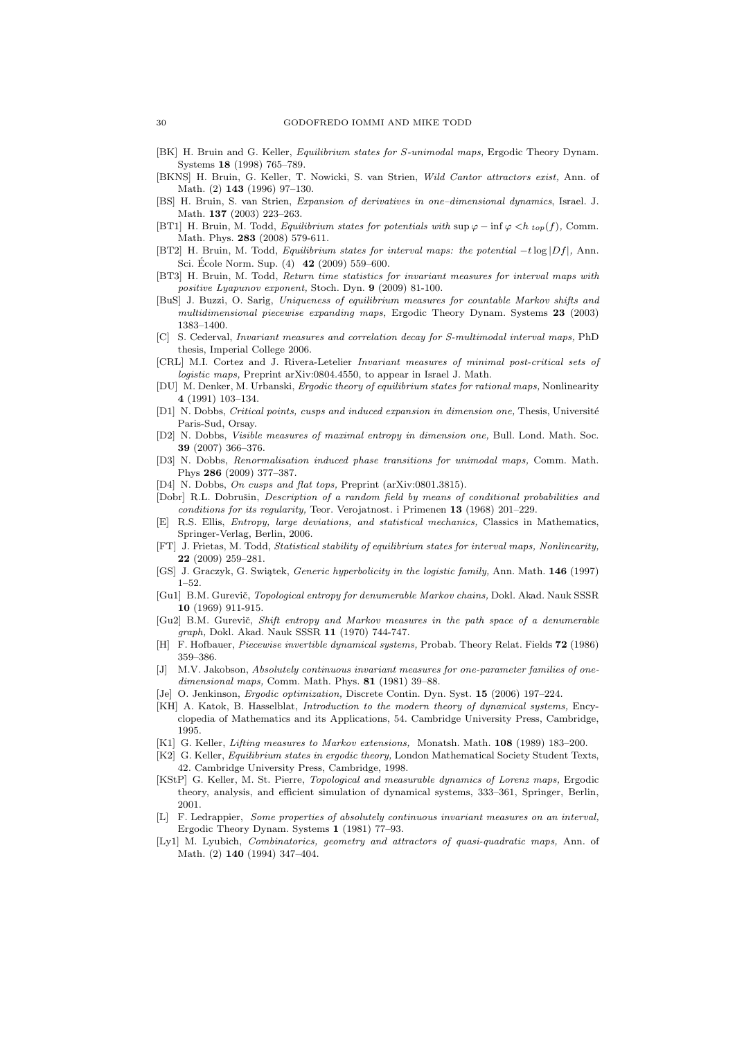- [BK] H. Bruin and G. Keller, *Equilibrium states for S-unimodal maps,* Ergodic Theory Dynam. Systems **18** (1998) 765–789.
- [BKNS] H. Bruin, G. Keller, T. Nowicki, S. van Strien, *Wild Cantor attractors exist,* Ann. of Math. (2) **143** (1996) 97–130.
- [BS] H. Bruin, S. van Strien, *Expansion of derivatives in one–dimensional dynamics*, Israel. J. Math. **137** (2003) 223–263.
- [BT1] H. Bruin, M. Todd, *Equilibrium states for potentials with* $\sup \varphi - \inf \varphi < h_{top}(f)$, Comm. Math. Phys. **283** (2008) 579-611.
- [BT2] H. Bruin, M. Todd, *Equilibrium states for interval maps: the potential* $-t \log |Df|$, Ann. Sci. École Norm. Sup. (4) **42** (2009) 559–600.
- [BT3] H. Bruin, M. Todd, *Return time statistics for invariant measures for interval maps with positive Lyapunov exponent,* Stoch. Dyn. **9** (2009) 81-100.
- [BuS] J. Buzzi, O. Sarig, *Uniqueness of equilibrium measures for countable Markov shifts and multidimensional piecewise expanding maps,* Ergodic Theory Dynam. Systems **23** (2003) 1383–1400.
- [C] S. Cederval, *Invariant measures and correlation decay for S-multimodal interval maps,* PhD thesis, Imperial College 2006.
- [CRL] M.I. Cortez and J. Rivera-Letelier *Invariant measures of minimal post-critical sets of logistic maps,* Preprint arXiv:0804.4550, to appear in Israel J. Math.
- [DU] M. Denker, M. Urbanski, *Ergodic theory of equilibrium states for rational maps*, Nonlinearity **4** (1991) 103–134.
- [D1] N. Dobbs, *Critical points, cusps and induced expansion in dimension one,* Thesis, Université Paris-Sud, Orsay.
- [D2] N. Dobbs, *Visible measures of maximal entropy in dimension one,* Bull. Lond. Math. Soc. **39** (2007) 366–376.
- [D3] N. Dobbs, *Renormalisation induced phase transitions for unimodal maps,* Comm. Math. Phys **286** (2009) 377–387.
- [D4] N. Dobbs, *On cusps and flat tops,* Preprint (arXiv:0801.3815).
- [Dobr] R.L. Dobrušin, *Description of a random field by means of conditional probabilities and conditions for its regularity,* Teor. Verojatnost. i Primenen **13** (1968) 201–229.
- [E] R.S. Ellis, *Entropy, large deviations, and statistical mechanics,* Classics in Mathematics, Springer-Verlag, Berlin, 2006.
- [FT] J. Frietas, M. Todd, *Statistical stability of equilibrium states for interval maps, Nonlinearity,* **22** (2009) 259–281.
- [GS] J. Graczyk, G. Swiątek, *Generic hyperbolicity in the logistic family,* Ann. Math. **146** (1997) 1–52.
- [Gu1] B.M. Gurevič, *Topological entropy for denumerable Markov chains,* Dokl. Akad. Nauk SSSR **10** (1969) 911-915.
- [Gu2] B.M. Gurevič, *Shift entropy and Markov measures in the path space of a denumerable graph,* Dokl. Akad. Nauk SSSR **11** (1970) 744-747.
- [H] F. Hofbauer, *Piecewise invertible dynamical systems,* Probab. Theory Relat. Fields **72** (1986) 359–386.
- [J] M.V. Jakobson, *Absolutely continuous invariant measures for one-parameter families of one-dimensional maps,* Comm. Math. Phys. **81** (1981) 39–88.
- [Je] O. Jenkinson, *Ergodic optimization,* Discrete Contin. Dyn. Syst. **15** (2006) 197–224.
- [KH] A. Katok, B. Hasselblat, *Introduction to the modern theory of dynamical systems*, Encyclopedia of Mathematics and its Applications, 54. Cambridge University Press, Cambridge, 1995.
- [K1] G. Keller, *Lifting measures to Markov extensions,* Monatsh. Math. **108** (1989) 183–200.
- [K2] G. Keller, *Equilibrium states in ergodic theory,* London Mathematical Society Student Texts, 42. Cambridge University Press, Cambridge, 1998.
- [KStP] G. Keller, M. St. Pierre, *Topological and measurable dynamics of Lorenz maps,* Ergodic theory, analysis, and efficient simulation of dynamical systems, 333–361, Springer, Berlin, 2001.
- [L] F. Ledrappier, *Some properties of absolutely continuous invariant measures on an interval,* Ergodic Theory Dynam. Systems **1** (1981) 77–93.
- [Ly1] M. Lyubich, *Combinatorics, geometry and attractors of quasi-quadratic maps,* Ann. of Math. (2) **140** (1994) 347–404.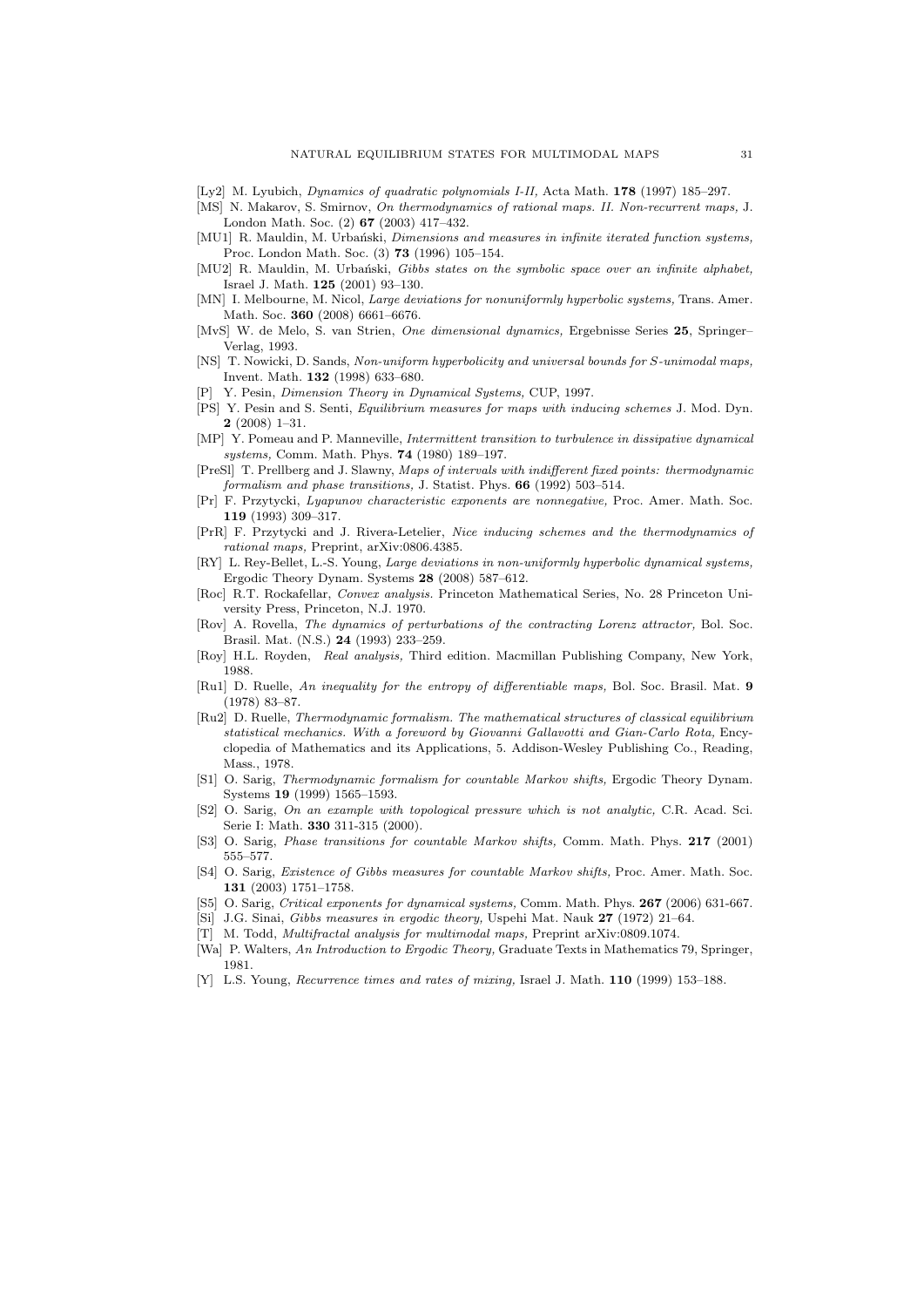[Ly2] M. Lyubich, *Dynamics of quadratic polynomials I-II,* Acta Math. **178** (1997) 185–297.

[MS] N. Makarov, S. Smirnov, *On thermodynamics of rational maps. II. Non-recurrent maps,* J. London Math. Soc. (2) **67** (2003) 417–432.

[MU1] R. Mauldin, M. Urbański, *Dimensions and measures in infinite iterated function systems,* Proc. London Math. Soc. (3) **73** (1996) 105–154.

[MU2] R. Mauldin, M. Urbański, *Gibbs states on the symbolic space over an infinite alphabet,* Israel J. Math. **125** (2001) 93–130.

[MN] I. Melbourne, M. Nicol, *Large deviations for nonuniformly hyperbolic systems,* Trans. Amer. Math. Soc. **360** (2008) 6661–6676.

[MvS] W. de Melo, S. van Strien, *One dimensional dynamics,* Ergebnisse Series **25**, Springer–Verlag, 1993.

[NS] T. Nowicki, D. Sands, *Non-uniform hyperbolicity and universal bounds for S-unimodal maps,* Invent. Math. **132** (1998) 633–680.

[P] Y. Pesin, *Dimension Theory in Dynamical Systems,* CUP, 1997.

[PS] Y. Pesin and S. Senti, *Equilibrium measures for maps with inducing schemes* J. Mod. Dyn. **2** (2008) 1–31.

[MP] Y. Pomeau and P. Manneville, *Intermittent transition to turbulence in dissipative dynamical systems,* Comm. Math. Phys. **74** (1980) 189–197.

[PreSl] T. Prellberg and J. Slawny, *Maps of intervals with indifferent fixed points: thermodynamic formalism and phase transitions,* J. Statist. Phys. **66** (1992) 503–514.

[Pr] F. Przytycki, *Lyapunov characteristic exponents are nonnegative,* Proc. Amer. Math. Soc. **119** (1993) 309–317.

[PrR] F. Przytycki and J. Rivera-Letelier, *Nice inducing schemes and the thermodynamics of rational maps,* Preprint, arXiv:0806.4385.

[RY] L. Rey-Bellet, L.-S. Young, *Large deviations in non-uniformly hyperbolic dynamical systems,* Ergodic Theory Dynam. Systems **28** (2008) 587–612.

[Roc] R.T. Rockafellar, *Convex analysis.* Princeton Mathematical Series, No. 28 Princeton University Press, Princeton, N.J. 1970.

[Rov] A. Rovella, *The dynamics of perturbations of the contracting Lorenz attractor,* Bol. Soc. Brasil. Mat. (N.S.) **24** (1993) 233–259.

[Roy] H.L. Royden, *Real analysis,* Third edition. Macmillan Publishing Company, New York, 1988.

[Ru1] D. Ruelle, *An inequality for the entropy of differentiable maps,* Bol. Soc. Brasil. Mat. **9** (1978) 83–87.

[Ru2] D. Ruelle, *Thermodynamic formalism. The mathematical structures of classical equilibrium statistical mechanics. With a foreword by Giovanni Gallavotti and Gian-Carlo Rota,* Encyclopedia of Mathematics and its Applications, 5. Addison-Wesley Publishing Co., Reading, Mass., 1978.

[S1] O. Sarig, *Thermodynamic formalism for countable Markov shifts,* Ergodic Theory Dynam. Systems **19** (1999) 1565–1593.

[S2] O. Sarig, *On an example with topological pressure which is not analytic,* C.R. Acad. Sci. Serie I: Math. **330** 311-315 (2000).

[S3] O. Sarig, *Phase transitions for countable Markov shifts,* Comm. Math. Phys. **217** (2001) 555–577.

[S4] O. Sarig, *Existence of Gibbs measures for countable Markov shifts,* Proc. Amer. Math. Soc. **131** (2003) 1751–1758.

[S5] O. Sarig, *Critical exponents for dynamical systems,* Comm. Math. Phys. **267** (2006) 631-667.

[Si] J.G. Sinai, *Gibbs measures in ergodic theory,* Uspehi Mat. Nauk **27** (1972) 21–64.

[T] M. Todd, *Multifractal analysis for multimodal maps,* Preprint arXiv:0809.1074.

[Wa] P. Walters, *An Introduction to Ergodic Theory,* Graduate Texts in Mathematics 79, Springer, 1981.

[Y] L.S. Young, *Recurrence times and rates of mixing,* Israel J. Math. **110** (1999) 153–188.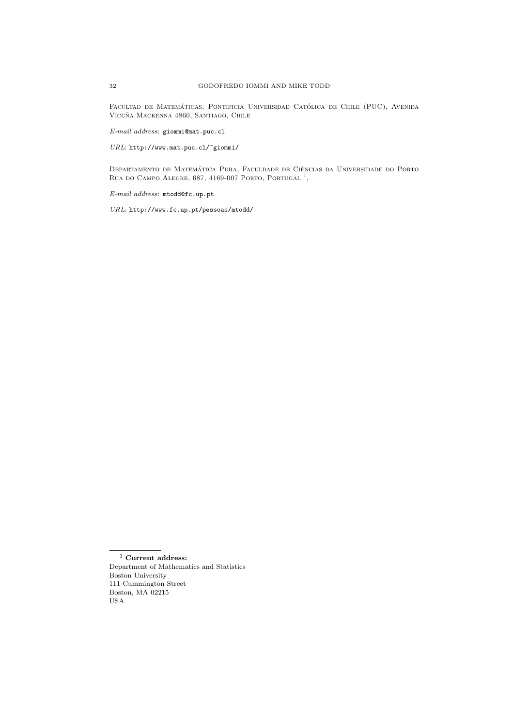Facultad de Matemáticas, Pontificia Universidad Católica de Chile (PUC), Avenida Vicuña Mackenna 4860, Santiago, Chile

*E-mail address*: giommi@mat.puc.cl

*URL*: http://www.mat.puc.cl/~giommi/

Departamento de Matemática Pura, Faculdade de Ciências da Universidade do Porto Rua do Campo Alegre, 687, 4169-007 Porto, Portugal [1],

*E-mail address*: mtodd@fc.up.pt

*URL*: http://www.fc.up.pt/pessoas/mtodd/

[1] **Current address:**
Department of Mathematics and Statistics
Boston University
111 Cummington Street
Boston, MA 02215
USA